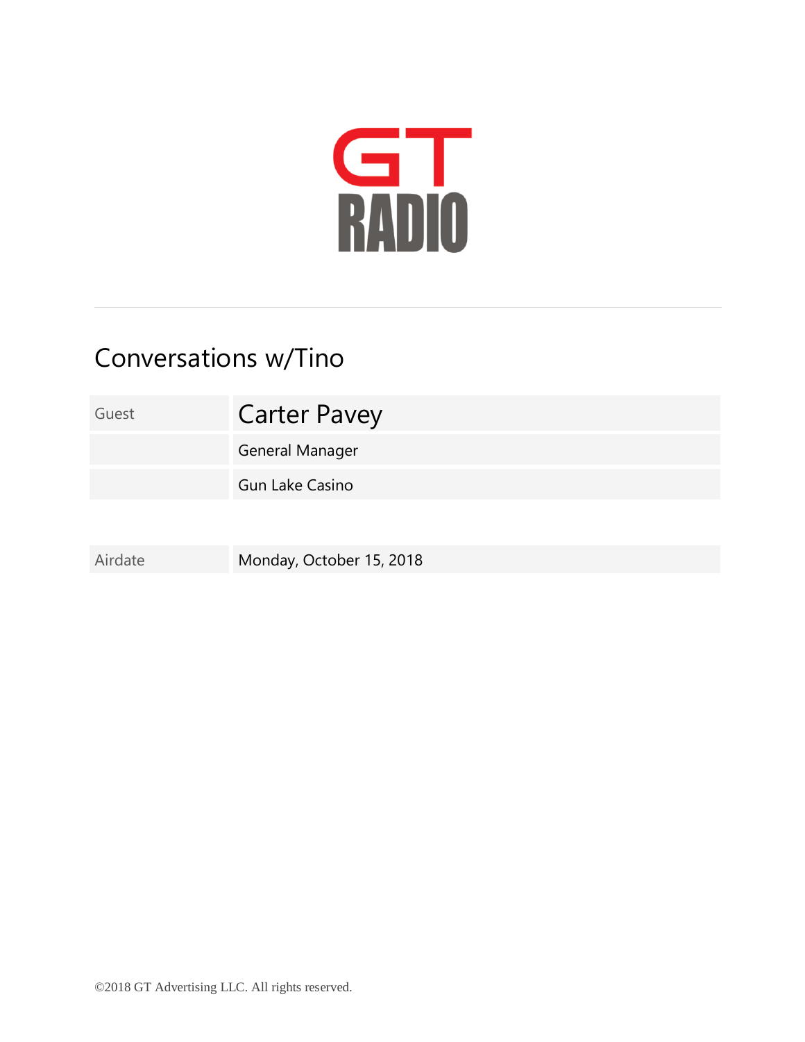GT RADIO

# Conversations w/Tino

| Guest | Carter Pavey |
| --- | --- |
| | General Manager |
| | Gun Lake Casino |

| Airdate | Monday, October 15, 2018 |
| --- | --- |

©2018 GT Advertising LLC. All rights reserved.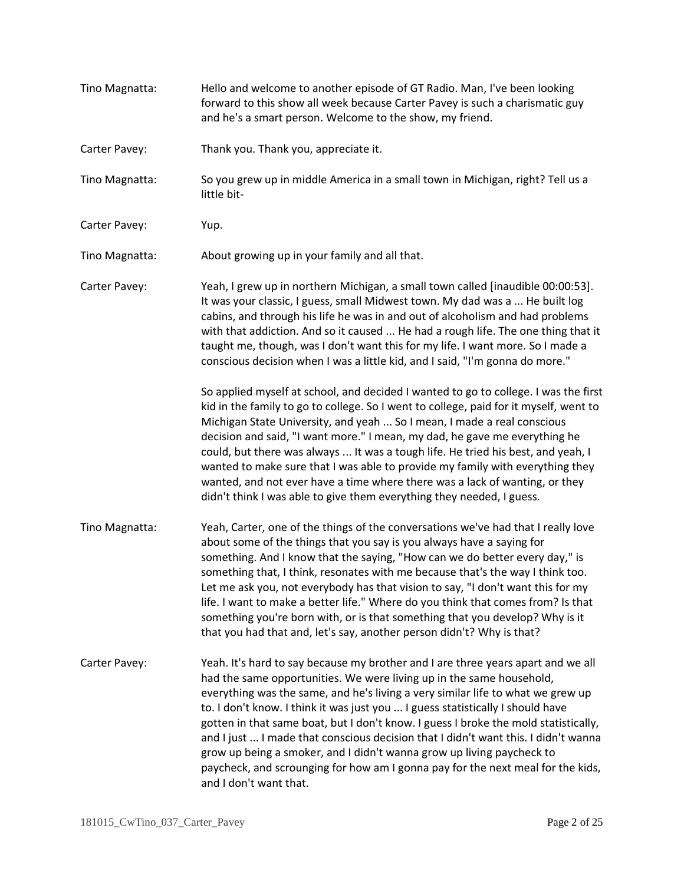Tino Magnatta: Hello and welcome to another episode of GT Radio. Man, I've been looking forward to this show all week because Carter Pavey is such a charismatic guy and he's a smart person. Welcome to the show, my friend.

Carter Pavey: Thank you. Thank you, appreciate it.

Tino Magnatta: So you grew up in middle America in a small town in Michigan, right? Tell us a little bit-

Carter Pavey: Yup.

Tino Magnatta: About growing up in your family and all that.

Carter Pavey: Yeah, I grew up in northern Michigan, a small town called [inaudible 00:00:53]. It was your classic, I guess, small Midwest town. My dad was a ... He built log cabins, and through his life he was in and out of alcoholism and had problems with that addiction. And so it caused ... He had a rough life. The one thing that it taught me, though, was I don't want this for my life. I want more. So I made a conscious decision when I was a little kid, and I said, "I'm gonna do more."

So applied myself at school, and decided I wanted to go to college. I was the first kid in the family to go to college. So I went to college, paid for it myself, went to Michigan State University, and yeah ... So I mean, I made a real conscious decision and said, "I want more." I mean, my dad, he gave me everything he could, but there was always ... It was a tough life. He tried his best, and yeah, I wanted to make sure that I was able to provide my family with everything they wanted, and not ever have a time where there was a lack of wanting, or they didn't think I was able to give them everything they needed, I guess.

Tino Magnatta: Yeah, Carter, one of the things of the conversations we've had that I really love about some of the things that you say is you always have a saying for something. And I know that the saying, "How can we do better every day," is something that, I think, resonates with me because that's the way I think too. Let me ask you, not everybody has that vision to say, "I don't want this for my life. I want to make a better life." Where do you think that comes from? Is that something you're born with, or is that something that you develop? Why is it that you had that and, let's say, another person didn't? Why is that?

Carter Pavey: Yeah. It's hard to say because my brother and I are three years apart and we all had the same opportunities. We were living up in the same household, everything was the same, and he's living a very similar life to what we grew up to. I don't know. I think it was just you ... I guess statistically I should have gotten in that same boat, but I don't know. I guess I broke the mold statistically, and I just ... I made that conscious decision that I didn't want this. I didn't wanna grow up being a smoker, and I didn't wanna grow up living paycheck to paycheck, and scrounging for how am I gonna pay for the next meal for the kids, and I don't want that.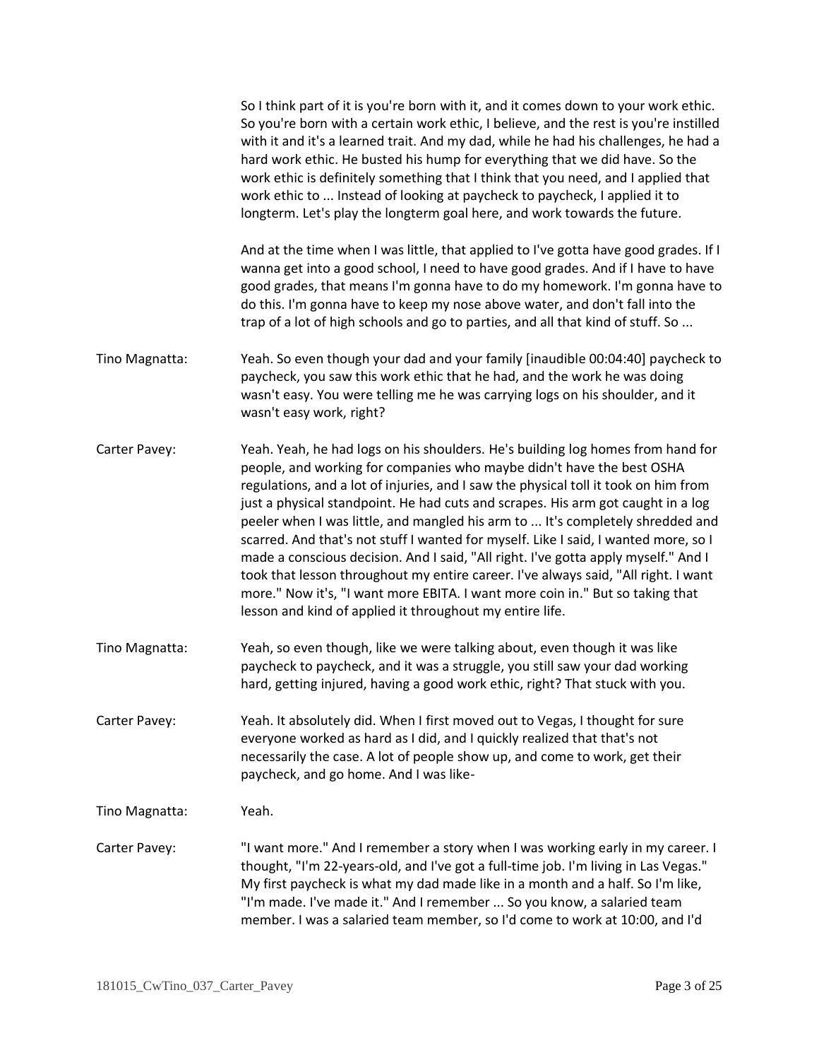So I think part of it is you're born with it, and it comes down to your work ethic. So you're born with a certain work ethic, I believe, and the rest is you're instilled with it and it's a learned trait. And my dad, while he had his challenges, he had a hard work ethic. He busted his hump for everything that we did have. So the work ethic is definitely something that I think that you need, and I applied that work ethic to ... Instead of looking at paycheck to paycheck, I applied it to longterm. Let's play the longterm goal here, and work towards the future.

And at the time when I was little, that applied to I've gotta have good grades. If I wanna get into a good school, I need to have good grades. And if I have to have good grades, that means I'm gonna have to do my homework. I'm gonna have to do this. I'm gonna have to keep my nose above water, and don't fall into the trap of a lot of high schools and go to parties, and all that kind of stuff. So ...

**Tino Magnatta:** Yeah. So even though your dad and your family [inaudible 00:04:40] paycheck to paycheck, you saw this work ethic that he had, and the work he was doing wasn't easy. You were telling me he was carrying logs on his shoulder, and it wasn't easy work, right?

**Carter Pavey:** Yeah. Yeah, he had logs on his shoulders. He's building log homes from hand for people, and working for companies who maybe didn't have the best OSHA regulations, and a lot of injuries, and I saw the physical toll it took on him from just a physical standpoint. He had cuts and scrapes. His arm got caught in a log peeler when I was little, and mangled his arm to ... It's completely shredded and scarred. And that's not stuff I wanted for myself. Like I said, I wanted more, so I made a conscious decision. And I said, "All right. I've gotta apply myself." And I took that lesson throughout my entire career. I've always said, "All right. I want more." Now it's, "I want more EBITA. I want more coin in." But so taking that lesson and kind of applied it throughout my entire life.

**Tino Magnatta:** Yeah, so even though, like we were talking about, even though it was like paycheck to paycheck, and it was a struggle, you still saw your dad working hard, getting injured, having a good work ethic, right? That stuck with you.

**Carter Pavey:** Yeah. It absolutely did. When I first moved out to Vegas, I thought for sure everyone worked as hard as I did, and I quickly realized that that's not necessarily the case. A lot of people show up, and come to work, get their paycheck, and go home. And I was like-

**Tino Magnatta:** Yeah.

**Carter Pavey:** "I want more." And I remember a story when I was working early in my career. I thought, "I'm 22-years-old, and I've got a full-time job. I'm living in Las Vegas." My first paycheck is what my dad made like in a month and a half. So I'm like, "I'm made. I've made it." And I remember ... So you know, a salaried team member. I was a salaried team member, so I'd come to work at 10:00, and I'd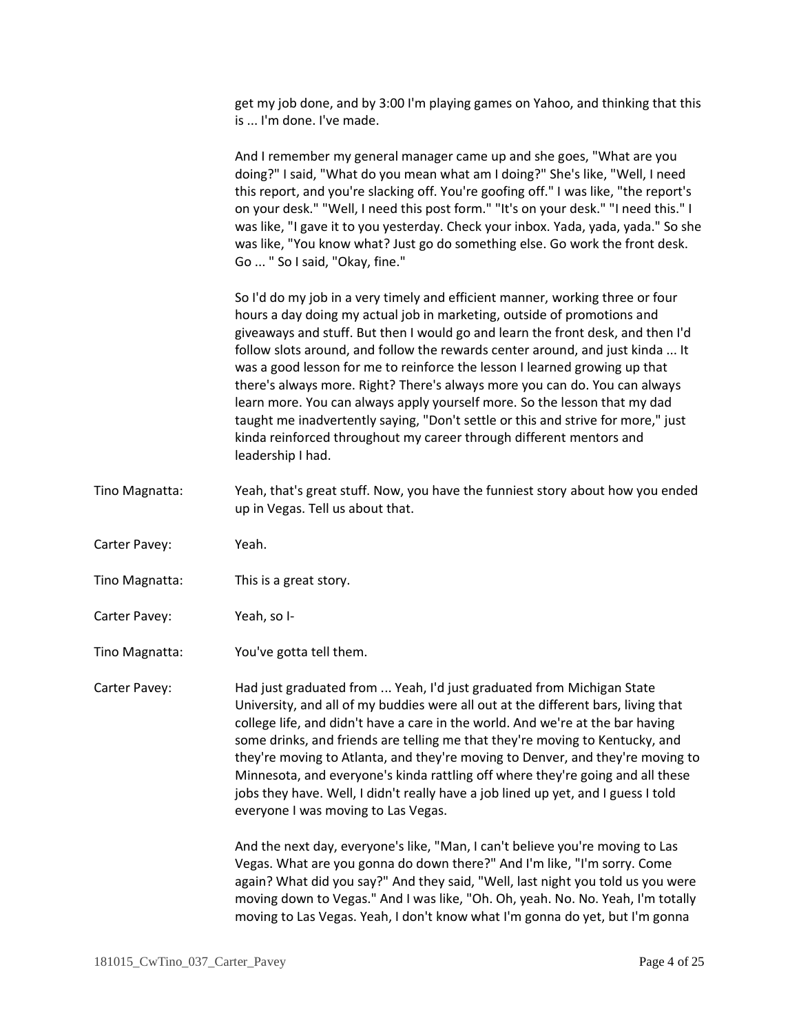get my job done, and by 3:00 I'm playing games on Yahoo, and thinking that this is ... I'm done. I've made.

And I remember my general manager came up and she goes, "What are you doing?" I said, "What do you mean what am I doing?" She's like, "Well, I need this report, and you're slacking off. You're goofing off." I was like, "the report's on your desk." "Well, I need this post form." "It's on your desk." "I need this." I was like, "I gave it to you yesterday. Check your inbox. Yada, yada, yada." So she was like, "You know what? Just go do something else. Go work the front desk. Go ... " So I said, "Okay, fine."

So I'd do my job in a very timely and efficient manner, working three or four hours a day doing my actual job in marketing, outside of promotions and giveaways and stuff. But then I would go and learn the front desk, and then I'd follow slots around, and follow the rewards center around, and just kinda ... It was a good lesson for me to reinforce the lesson I learned growing up that there's always more. Right? There's always more you can do. You can always learn more. You can always apply yourself more. So the lesson that my dad taught me inadvertently saying, "Don't settle or this and strive for more," just kinda reinforced throughout my career through different mentors and leadership I had.

Tino Magnatta: Yeah, that's great stuff. Now, you have the funniest story about how you ended up in Vegas. Tell us about that.

Carter Pavey: Yeah.

Tino Magnatta: This is a great story.

Carter Pavey: Yeah, so I-

Tino Magnatta: You've gotta tell them.

Carter Pavey: Had just graduated from ... Yeah, I'd just graduated from Michigan State University, and all of my buddies were all out at the different bars, living that college life, and didn't have a care in the world. And we're at the bar having some drinks, and friends are telling me that they're moving to Kentucky, and they're moving to Atlanta, and they're moving to Denver, and they're moving to Minnesota, and everyone's kinda rattling off where they're going and all these jobs they have. Well, I didn't really have a job lined up yet, and I guess I told everyone I was moving to Las Vegas.

And the next day, everyone's like, "Man, I can't believe you're moving to Las Vegas. What are you gonna do down there?" And I'm like, "I'm sorry. Come again? What did you say?" And they said, "Well, last night you told us you were moving down to Vegas." And I was like, "Oh. Oh, yeah. No. No. Yeah, I'm totally moving to Las Vegas. Yeah, I don't know what I'm gonna do yet, but I'm gonna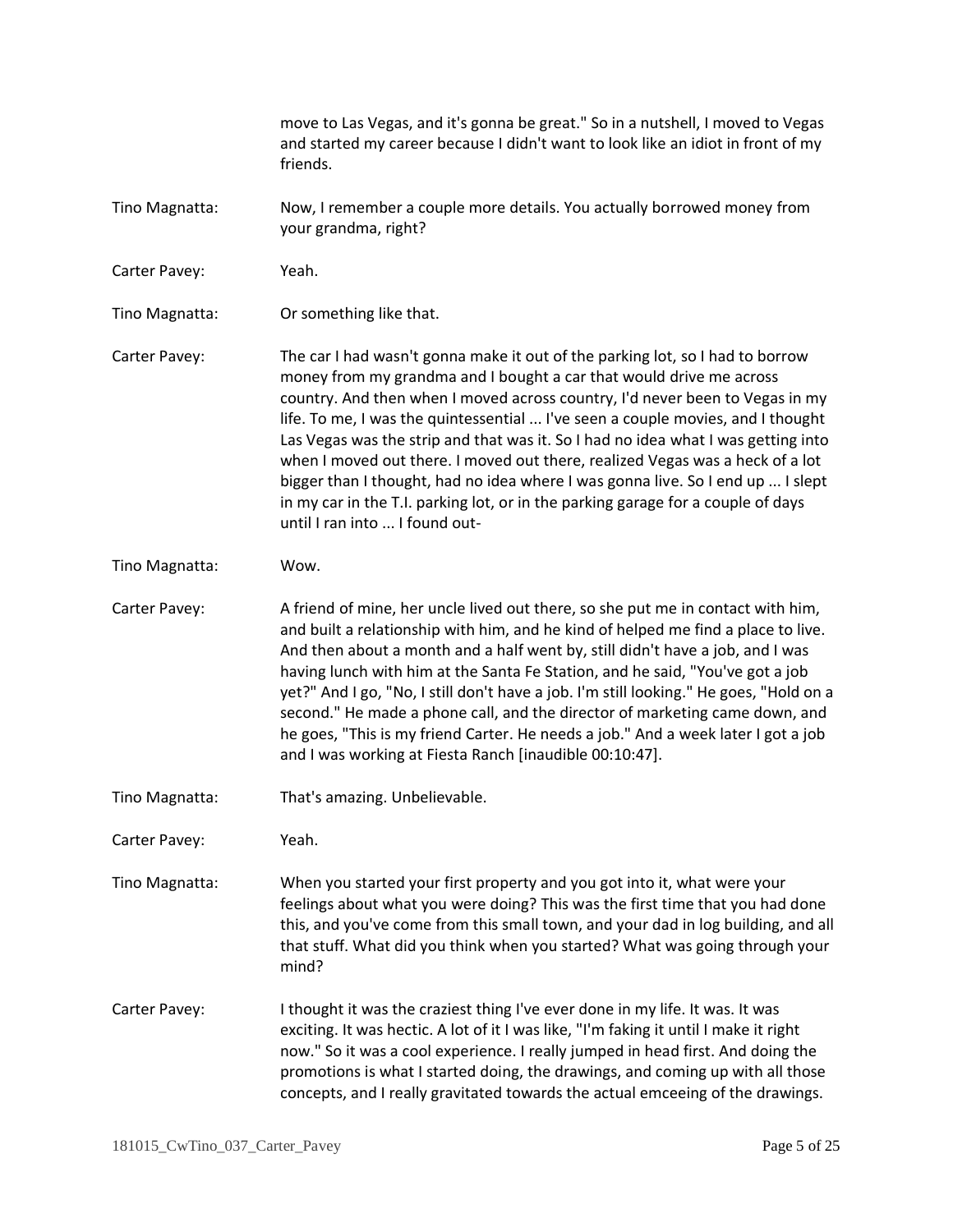move to Las Vegas, and it's gonna be great." So in a nutshell, I moved to Vegas and started my career because I didn't want to look like an idiot in front of my friends.

Tino Magnatta: Now, I remember a couple more details. You actually borrowed money from your grandma, right?

Carter Pavey: Yeah.

Tino Magnatta: Or something like that.

Carter Pavey: The car I had wasn't gonna make it out of the parking lot, so I had to borrow money from my grandma and I bought a car that would drive me across country. And then when I moved across country, I'd never been to Vegas in my life. To me, I was the quintessential ... I've seen a couple movies, and I thought Las Vegas was the strip and that was it. So I had no idea what I was getting into when I moved out there. I moved out there, realized Vegas was a heck of a lot bigger than I thought, had no idea where I was gonna live. So I end up ... I slept in my car in the T.I. parking lot, or in the parking garage for a couple of days until I ran into ... I found out-

Tino Magnatta: Wow.

Carter Pavey: A friend of mine, her uncle lived out there, so she put me in contact with him, and built a relationship with him, and he kind of helped me find a place to live. And then about a month and a half went by, still didn't have a job, and I was having lunch with him at the Santa Fe Station, and he said, "You've got a job yet?" And I go, "No, I still don't have a job. I'm still looking." He goes, "Hold on a second." He made a phone call, and the director of marketing came down, and he goes, "This is my friend Carter. He needs a job." And a week later I got a job and I was working at Fiesta Ranch [inaudible 00:10:47].

Tino Magnatta: That's amazing. Unbelievable.

Carter Pavey: Yeah.

Tino Magnatta: When you started your first property and you got into it, what were your feelings about what you were doing? This was the first time that you had done this, and you've come from this small town, and your dad in log building, and all that stuff. What did you think when you started? What was going through your mind?

Carter Pavey: I thought it was the craziest thing I've ever done in my life. It was. It was exciting. It was hectic. A lot of it I was like, "I'm faking it until I make it right now." So it was a cool experience. I really jumped in head first. And doing the promotions is what I started doing, the drawings, and coming up with all those concepts, and I really gravitated towards the actual emceeing of the drawings.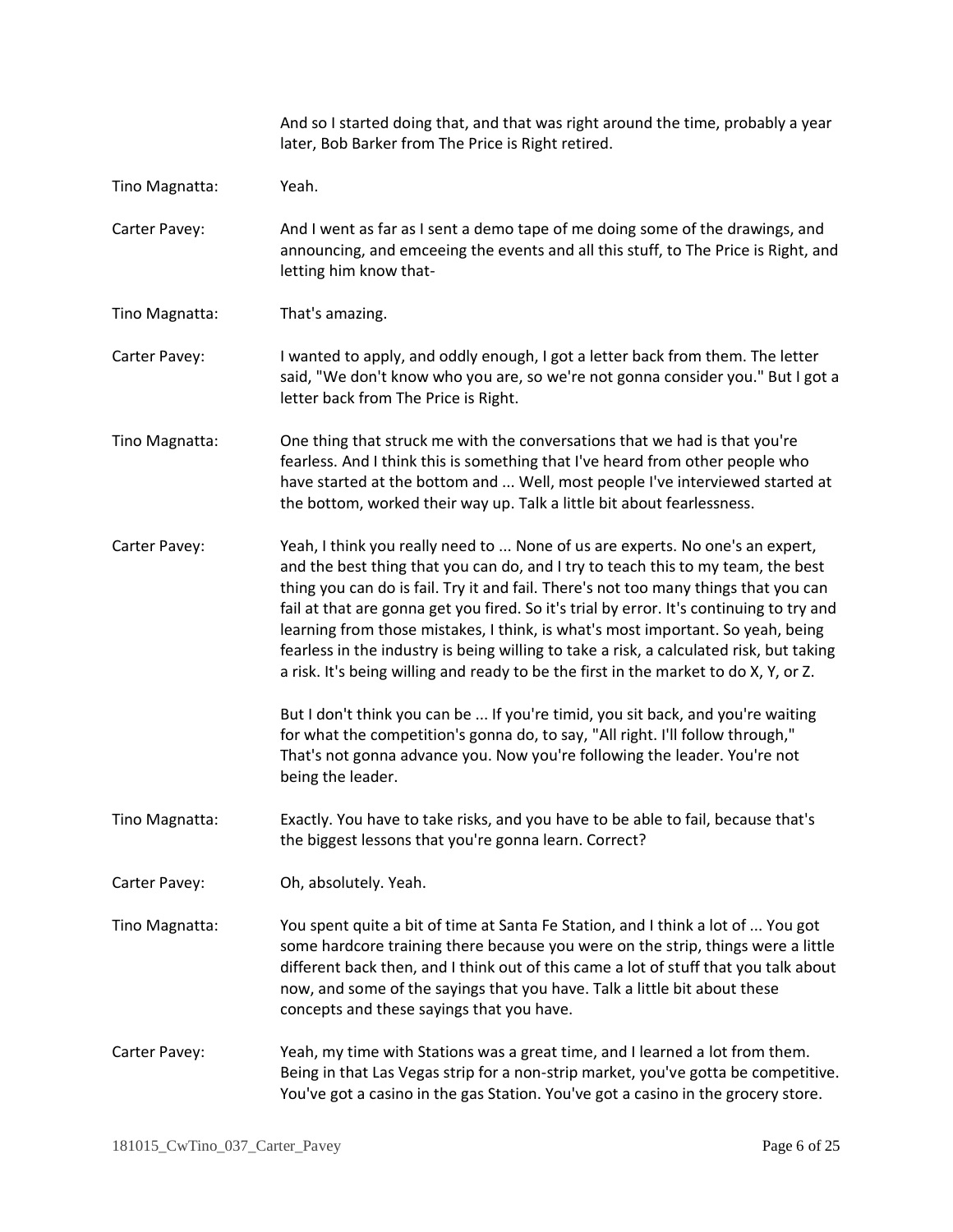And so I started doing that, and that was right around the time, probably a year later, Bob Barker from The Price is Right retired.

**Tino Magnatta:** Yeah.

**Carter Pavey:** And I went as far as I sent a demo tape of me doing some of the drawings, and announcing, and emceeing the events and all this stuff, to The Price is Right, and letting him know that-

**Tino Magnatta:** That's amazing.

**Carter Pavey:** I wanted to apply, and oddly enough, I got a letter back from them. The letter said, "We don't know who you are, so we're not gonna consider you." But I got a letter back from The Price is Right.

**Tino Magnatta:** One thing that struck me with the conversations that we had is that you're fearless. And I think this is something that I've heard from other people who have started at the bottom and ... Well, most people I've interviewed started at the bottom, worked their way up. Talk a little bit about fearlessness.

**Carter Pavey:** Yeah, I think you really need to ... None of us are experts. No one's an expert, and the best thing that you can do, and I try to teach this to my team, the best thing you can do is fail. Try it and fail. There's not too many things that you can fail at that are gonna get you fired. So it's trial by error. It's continuing to try and learning from those mistakes, I think, is what's most important. So yeah, being fearless in the industry is being willing to take a risk, a calculated risk, but taking a risk. It's being willing and ready to be the first in the market to do X, Y, or Z.

But I don't think you can be ... If you're timid, you sit back, and you're waiting for what the competition's gonna do, to say, "All right. I'll follow through," That's not gonna advance you. Now you're following the leader. You're not being the leader.

**Tino Magnatta:** Exactly. You have to take risks, and you have to be able to fail, because that's the biggest lessons that you're gonna learn. Correct?

**Carter Pavey:** Oh, absolutely. Yeah.

**Tino Magnatta:** You spent quite a bit of time at Santa Fe Station, and I think a lot of ... You got some hardcore training there because you were on the strip, things were a little different back then, and I think out of this came a lot of stuff that you talk about now, and some of the sayings that you have. Talk a little bit about these concepts and these sayings that you have.

**Carter Pavey:** Yeah, my time with Stations was a great time, and I learned a lot from them. Being in that Las Vegas strip for a non-strip market, you've gotta be competitive. You've got a casino in the gas Station. You've got a casino in the grocery store.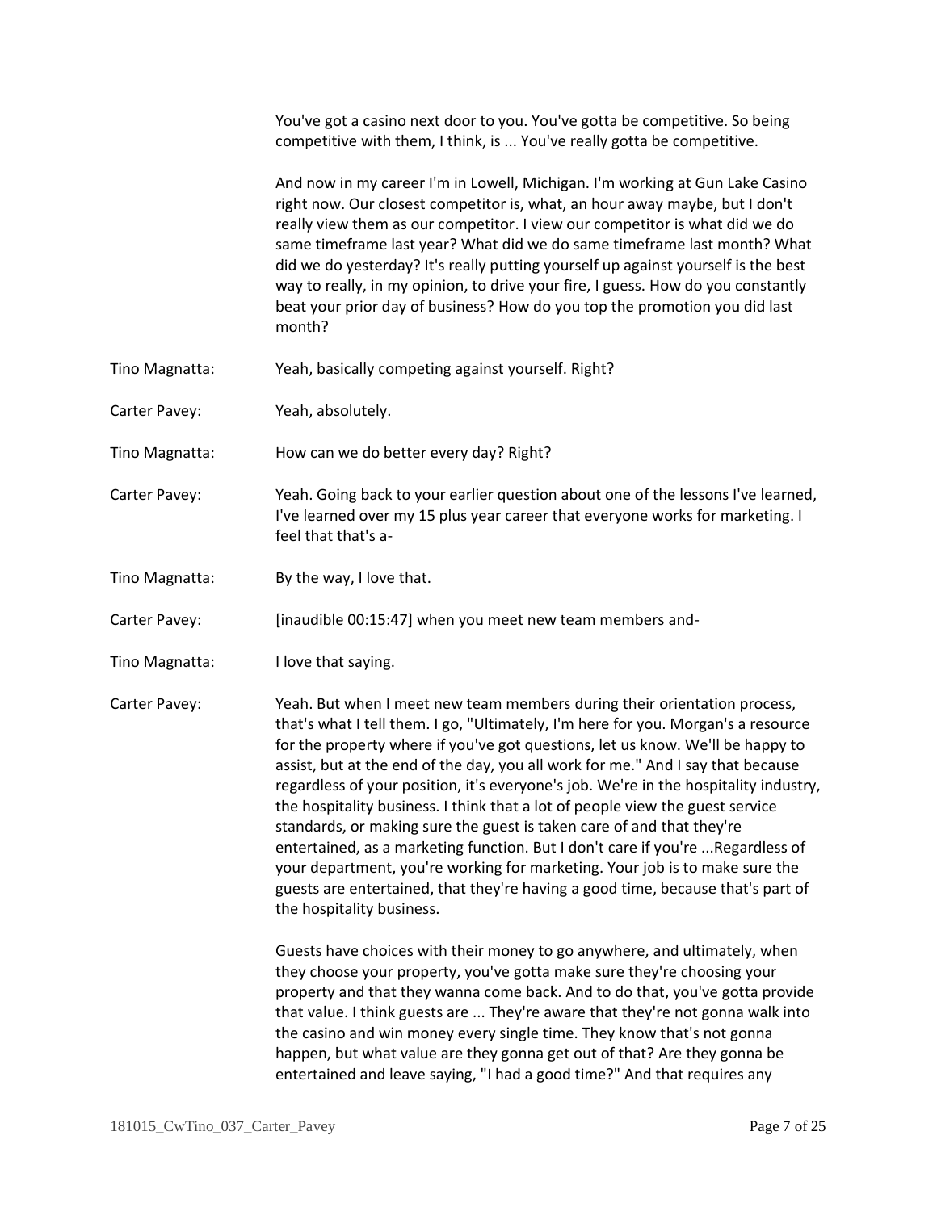You've got a casino next door to you. You've gotta be competitive. So being competitive with them, I think, is ... You've really gotta be competitive.

And now in my career I'm in Lowell, Michigan. I'm working at Gun Lake Casino right now. Our closest competitor is, what, an hour away maybe, but I don't really view them as our competitor. I view our competitor is what did we do same timeframe last year? What did we do same timeframe last month? What did we do yesterday? It's really putting yourself up against yourself is the best way to really, in my opinion, to drive your fire, I guess. How do you constantly beat your prior day of business? How do you top the promotion you did last month?

Tino Magnatta: Yeah, basically competing against yourself. Right?

Carter Pavey: Yeah, absolutely.

Tino Magnatta: How can we do better every day? Right?

Carter Pavey: Yeah. Going back to your earlier question about one of the lessons I've learned, I've learned over my 15 plus year career that everyone works for marketing. I feel that that's a-

Tino Magnatta: By the way, I love that.

Carter Pavey: [inaudible 00:15:47] when you meet new team members and-

Tino Magnatta: I love that saying.

Carter Pavey: Yeah. But when I meet new team members during their orientation process, that's what I tell them. I go, "Ultimately, I'm here for you. Morgan's a resource for the property where if you've got questions, let us know. We'll be happy to assist, but at the end of the day, you all work for me." And I say that because regardless of your position, it's everyone's job. We're in the hospitality industry, the hospitality business. I think that a lot of people view the guest service standards, or making sure the guest is taken care of and that they're entertained, as a marketing function. But I don't care if you're ...Regardless of your department, you're working for marketing. Your job is to make sure the guests are entertained, that they're having a good time, because that's part of the hospitality business.

Guests have choices with their money to go anywhere, and ultimately, when they choose your property, you've gotta make sure they're choosing your property and that they wanna come back. And to do that, you've gotta provide that value. I think guests are ... They're aware that they're not gonna walk into the casino and win money every single time. They know that's not gonna happen, but what value are they gonna get out of that? Are they gonna be entertained and leave saying, "I had a good time?" And that requires any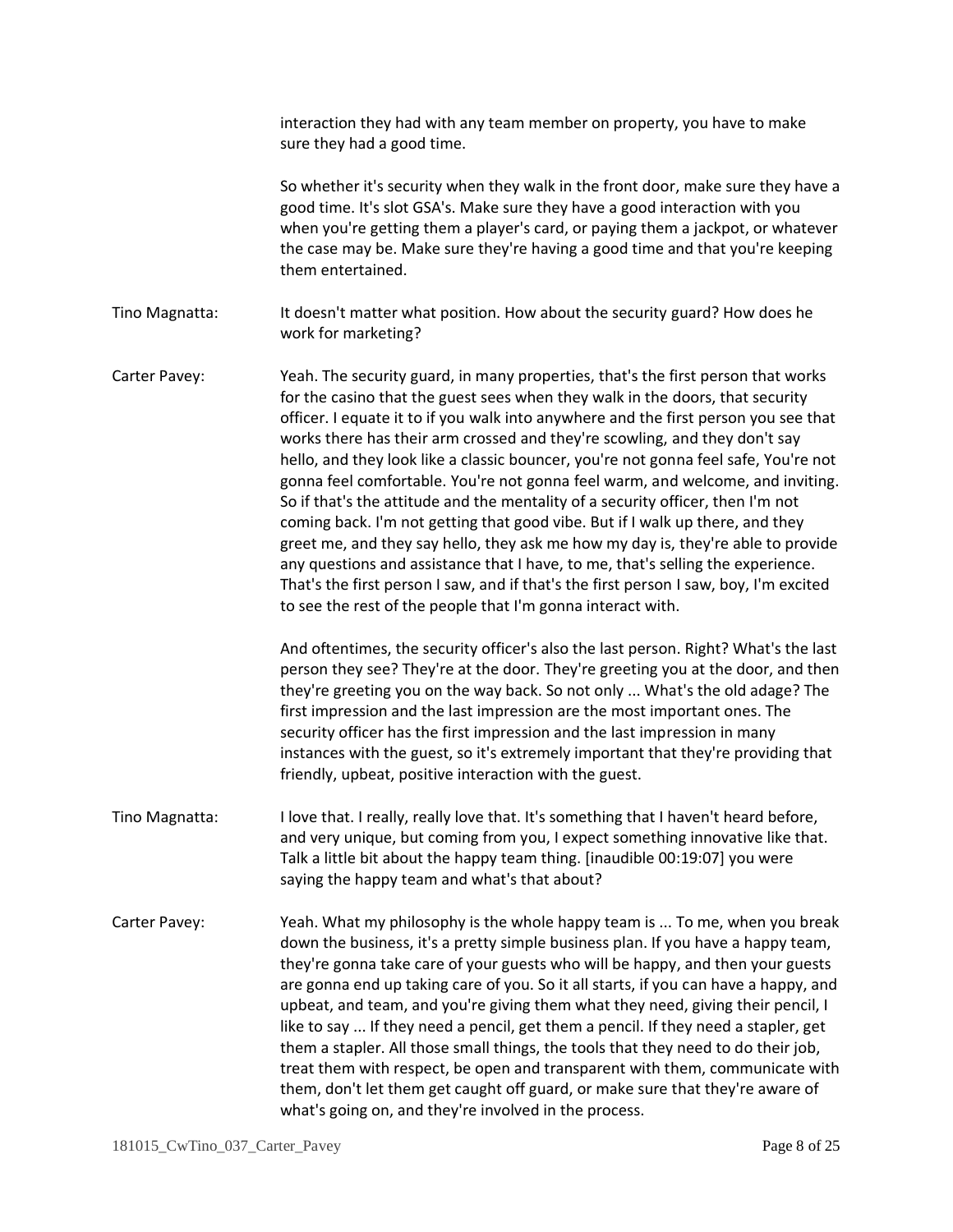interaction they had with any team member on property, you have to make sure they had a good time.

So whether it's security when they walk in the front door, make sure they have a good time. It's slot GSA's. Make sure they have a good interaction with you when you're getting them a player's card, or paying them a jackpot, or whatever the case may be. Make sure they're having a good time and that you're keeping them entertained.

Tino Magnatta: It doesn't matter what position. How about the security guard? How does he work for marketing?

Carter Pavey: Yeah. The security guard, in many properties, that's the first person that works for the casino that the guest sees when they walk in the doors, that security officer. I equate it to if you walk into anywhere and the first person you see that works there has their arm crossed and they're scowling, and they don't say hello, and they look like a classic bouncer, you're not gonna feel safe, You're not gonna feel comfortable. You're not gonna feel warm, and welcome, and inviting. So if that's the attitude and the mentality of a security officer, then I'm not coming back. I'm not getting that good vibe. But if I walk up there, and they greet me, and they say hello, they ask me how my day is, they're able to provide any questions and assistance that I have, to me, that's selling the experience. That's the first person I saw, and if that's the first person I saw, boy, I'm excited to see the rest of the people that I'm gonna interact with.

And oftentimes, the security officer's also the last person. Right? What's the last person they see? They're at the door. They're greeting you at the door, and then they're greeting you on the way back. So not only ... What's the old adage? The first impression and the last impression are the most important ones. The security officer has the first impression and the last impression in many instances with the guest, so it's extremely important that they're providing that friendly, upbeat, positive interaction with the guest.

Tino Magnatta: I love that. I really, really love that. It's something that I haven't heard before, and very unique, but coming from you, I expect something innovative like that. Talk a little bit about the happy team thing. [inaudible 00:19:07] you were saying the happy team and what's that about?

Carter Pavey: Yeah. What my philosophy is the whole happy team is ... To me, when you break down the business, it's a pretty simple business plan. If you have a happy team, they're gonna take care of your guests who will be happy, and then your guests are gonna end up taking care of you. So it all starts, if you can have a happy, and upbeat, and team, and you're giving them what they need, giving their pencil, I like to say ... If they need a pencil, get them a pencil. If they need a stapler, get them a stapler. All those small things, the tools that they need to do their job, treat them with respect, be open and transparent with them, communicate with them, don't let them get caught off guard, or make sure that they're aware of what's going on, and they're involved in the process.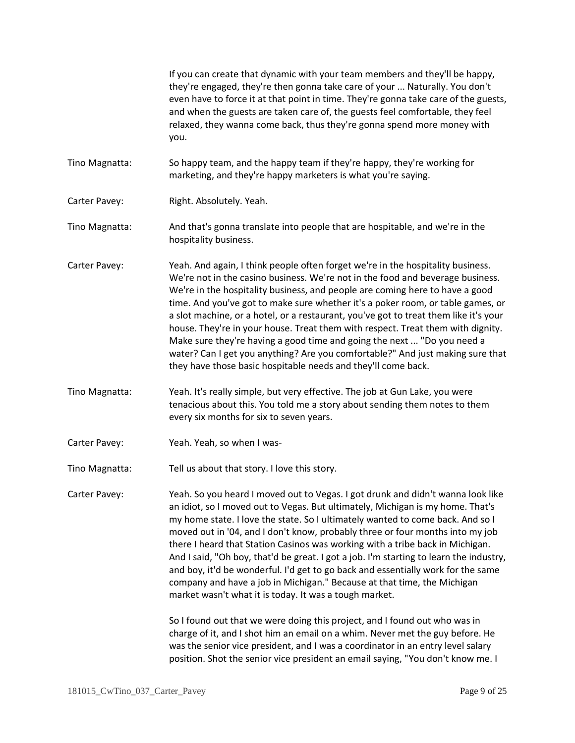If you can create that dynamic with your team members and they'll be happy, they're engaged, they're then gonna take care of your ... Naturally. You don't even have to force it at that point in time. They're gonna take care of the guests, and when the guests are taken care of, the guests feel comfortable, they feel relaxed, they wanna come back, thus they're gonna spend more money with you.

Tino Magnatta: So happy team, and the happy team if they're happy, they're working for marketing, and they're happy marketers is what you're saying.

Carter Pavey: Right. Absolutely. Yeah.

Tino Magnatta: And that's gonna translate into people that are hospitable, and we're in the hospitality business.

Carter Pavey: Yeah. And again, I think people often forget we're in the hospitality business. We're not in the casino business. We're not in the food and beverage business. We're in the hospitality business, and people are coming here to have a good time. And you've got to make sure whether it's a poker room, or table games, or a slot machine, or a hotel, or a restaurant, you've got to treat them like it's your house. They're in your house. Treat them with respect. Treat them with dignity. Make sure they're having a good time and going the next ... "Do you need a water? Can I get you anything? Are you comfortable?" And just making sure that they have those basic hospitable needs and they'll come back.

Tino Magnatta: Yeah. It's really simple, but very effective. The job at Gun Lake, you were tenacious about this. You told me a story about sending them notes to them every six months for six to seven years.

Carter Pavey: Yeah. Yeah, so when I was-

Tino Magnatta: Tell us about that story. I love this story.

Carter Pavey: Yeah. So you heard I moved out to Vegas. I got drunk and didn't wanna look like an idiot, so I moved out to Vegas. But ultimately, Michigan is my home. That's my home state. I love the state. So I ultimately wanted to come back. And so I moved out in '04, and I don't know, probably three or four months into my job there I heard that Station Casinos was working with a tribe back in Michigan. And I said, "Oh boy, that'd be great. I got a job. I'm starting to learn the industry, and boy, it'd be wonderful. I'd get to go back and essentially work for the same company and have a job in Michigan." Because at that time, the Michigan market wasn't what it is today. It was a tough market.

So I found out that we were doing this project, and I found out who was in charge of it, and I shot him an email on a whim. Never met the guy before. He was the senior vice president, and I was a coordinator in an entry level salary position. Shot the senior vice president an email saying, "You don't know me. I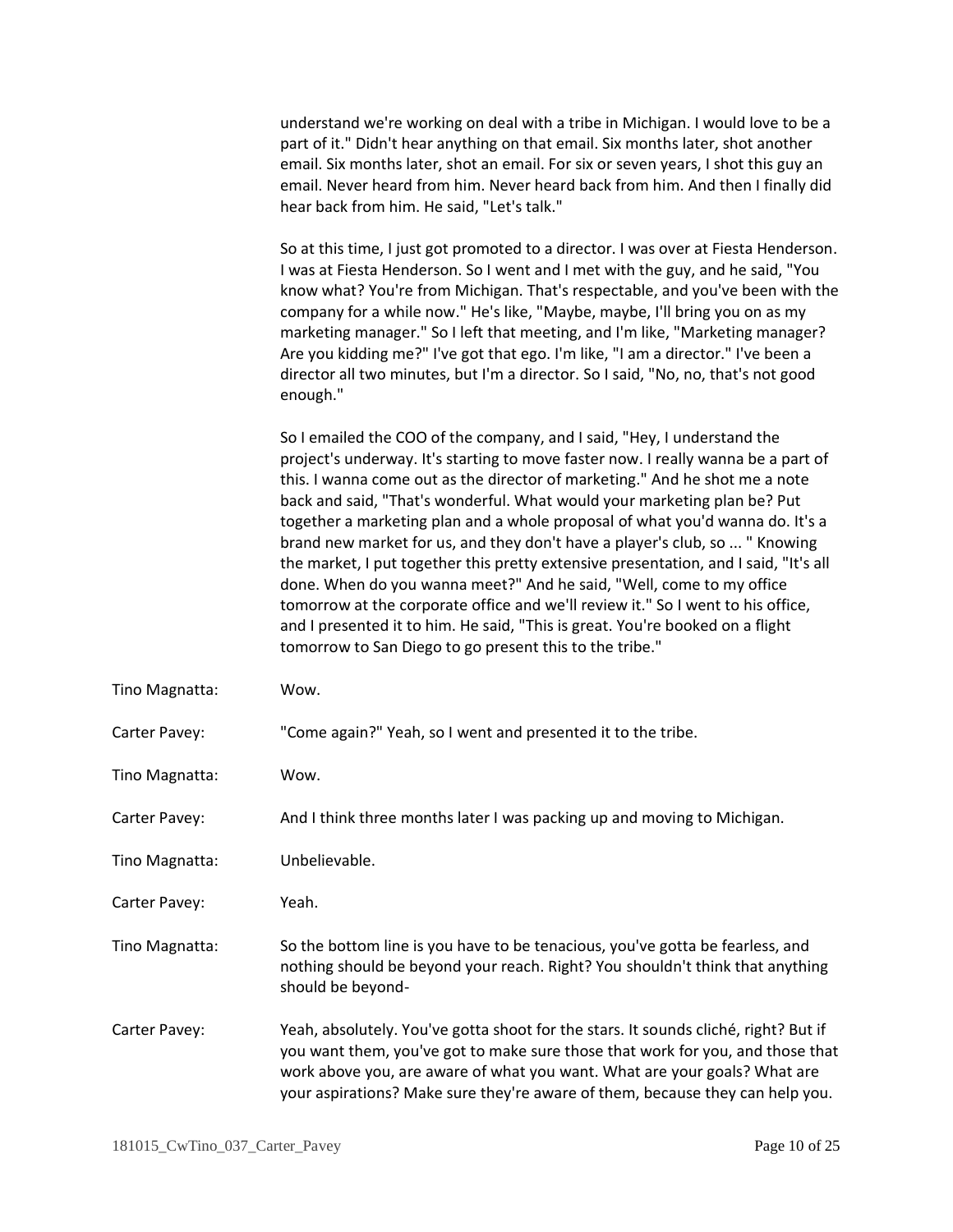understand we're working on deal with a tribe in Michigan. I would love to be a part of it." Didn't hear anything on that email. Six months later, shot another email. Six months later, shot an email. For six or seven years, I shot this guy an email. Never heard from him. Never heard back from him. And then I finally did hear back from him. He said, "Let's talk."

So at this time, I just got promoted to a director. I was over at Fiesta Henderson. I was at Fiesta Henderson. So I went and I met with the guy, and he said, "You know what? You're from Michigan. That's respectable, and you've been with the company for a while now." He's like, "Maybe, maybe, I'll bring you on as my marketing manager." So I left that meeting, and I'm like, "Marketing manager? Are you kidding me?" I've got that ego. I'm like, "I am a director." I've been a director all two minutes, but I'm a director. So I said, "No, no, that's not good enough."

So I emailed the COO of the company, and I said, "Hey, I understand the project's underway. It's starting to move faster now. I really wanna be a part of this. I wanna come out as the director of marketing." And he shot me a note back and said, "That's wonderful. What would your marketing plan be? Put together a marketing plan and a whole proposal of what you'd wanna do. It's a brand new market for us, and they don't have a player's club, so ... " Knowing the market, I put together this pretty extensive presentation, and I said, "It's all done. When do you wanna meet?" And he said, "Well, come to my office tomorrow at the corporate office and we'll review it." So I went to his office, and I presented it to him. He said, "This is great. You're booked on a flight tomorrow to San Diego to go present this to the tribe."

Tino Magnatta: Wow.

Carter Pavey: "Come again?" Yeah, so I went and presented it to the tribe.

Tino Magnatta: Wow.

Carter Pavey: And I think three months later I was packing up and moving to Michigan.

Tino Magnatta: Unbelievable.

Carter Pavey: Yeah.

Tino Magnatta: So the bottom line is you have to be tenacious, you've gotta be fearless, and nothing should be beyond your reach. Right? You shouldn't think that anything should be beyond-

Carter Pavey: Yeah, absolutely. You've gotta shoot for the stars. It sounds cliché, right? But if you want them, you've got to make sure those that work for you, and those that work above you, are aware of what you want. What are your goals? What are your aspirations? Make sure they're aware of them, because they can help you.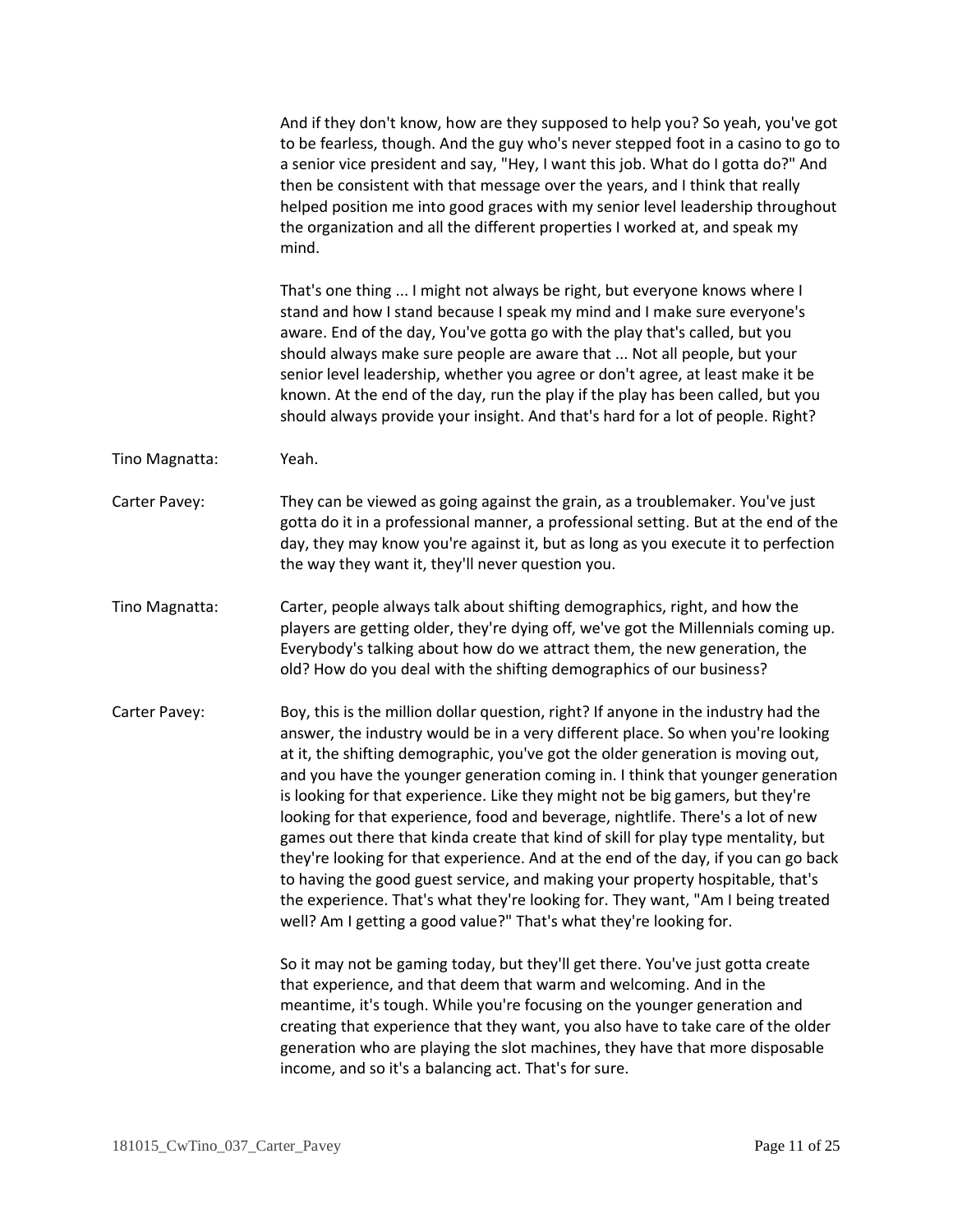And if they don't know, how are they supposed to help you? So yeah, you've got to be fearless, though. And the guy who's never stepped foot in a casino to go to a senior vice president and say, "Hey, I want this job. What do I gotta do?" And then be consistent with that message over the years, and I think that really helped position me into good graces with my senior level leadership throughout the organization and all the different properties I worked at, and speak my mind.

That's one thing ... I might not always be right, but everyone knows where I stand and how I stand because I speak my mind and I make sure everyone's aware. End of the day, You've gotta go with the play that's called, but you should always make sure people are aware that ... Not all people, but your senior level leadership, whether you agree or don't agree, at least make it be known. At the end of the day, run the play if the play has been called, but you should always provide your insight. And that's hard for a lot of people. Right?

**Tino Magnatta:** Yeah.

**Carter Pavey:** They can be viewed as going against the grain, as a troublemaker. You've just gotta do it in a professional manner, a professional setting. But at the end of the day, they may know you're against it, but as long as you execute it to perfection the way they want it, they'll never question you.

**Tino Magnatta:** Carter, people always talk about shifting demographics, right, and how the players are getting older, they're dying off, we've got the Millennials coming up. Everybody's talking about how do we attract them, the new generation, the old? How do you deal with the shifting demographics of our business?

**Carter Pavey:** Boy, this is the million dollar question, right? If anyone in the industry had the answer, the industry would be in a very different place. So when you're looking at it, the shifting demographic, you've got the older generation is moving out, and you have the younger generation coming in. I think that younger generation is looking for that experience. Like they might not be big gamers, but they're looking for that experience, food and beverage, nightlife. There's a lot of new games out there that kinda create that kind of skill for play type mentality, but they're looking for that experience. And at the end of the day, if you can go back to having the good guest service, and making your property hospitable, that's the experience. That's what they're looking for. They want, "Am I being treated well? Am I getting a good value?" That's what they're looking for.

So it may not be gaming today, but they'll get there. You've just gotta create that experience, and that deem that warm and welcoming. And in the meantime, it's tough. While you're focusing on the younger generation and creating that experience that they want, you also have to take care of the older generation who are playing the slot machines, they have that more disposable income, and so it's a balancing act. That's for sure.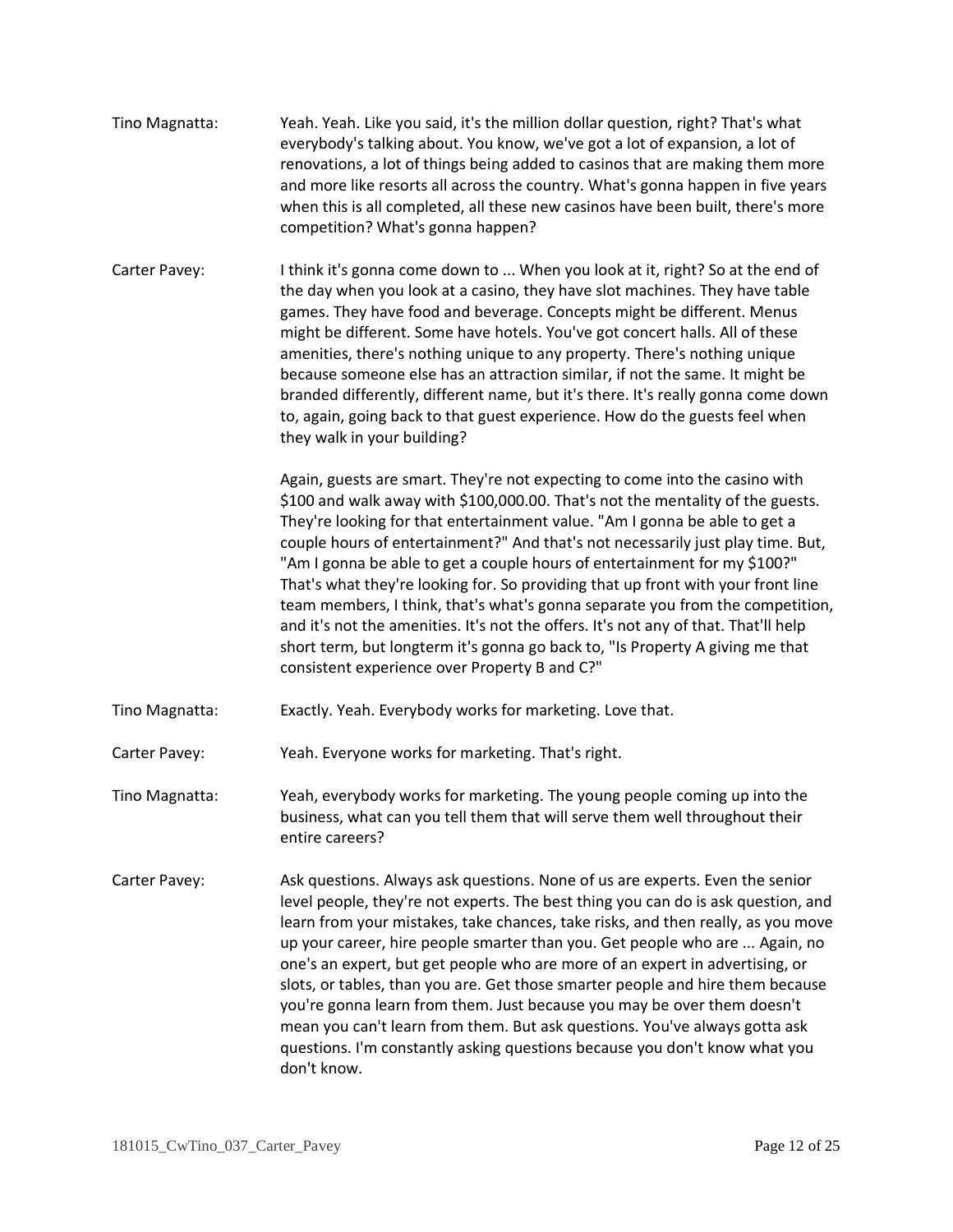Tino Magnatta: Yeah. Yeah. Like you said, it's the million dollar question, right? That's what everybody's talking about. You know, we've got a lot of expansion, a lot of renovations, a lot of things being added to casinos that are making them more and more like resorts all across the country. What's gonna happen in five years when this is all completed, all these new casinos have been built, there's more competition? What's gonna happen?

Carter Pavey: I think it's gonna come down to ... When you look at it, right? So at the end of the day when you look at a casino, they have slot machines. They have table games. They have food and beverage. Concepts might be different. Menus might be different. Some have hotels. You've got concert halls. All of these amenities, there's nothing unique to any property. There's nothing unique because someone else has an attraction similar, if not the same. It might be branded differently, different name, but it's there. It's really gonna come down to, again, going back to that guest experience. How do the guests feel when they walk in your building?

Again, guests are smart. They're not expecting to come into the casino with $100 and walk away with $100,000.00. That's not the mentality of the guests. They're looking for that entertainment value. "Am I gonna be able to get a couple hours of entertainment?" And that's not necessarily just play time. But, "Am I gonna be able to get a couple hours of entertainment for my $100?" That's what they're looking for. So providing that up front with your front line team members, I think, that's what's gonna separate you from the competition, and it's not the amenities. It's not the offers. It's not any of that. That'll help short term, but longterm it's gonna go back to, "Is Property A giving me that consistent experience over Property B and C?"

Tino Magnatta: Exactly. Yeah. Everybody works for marketing. Love that.

Carter Pavey: Yeah. Everyone works for marketing. That's right.

Tino Magnatta: Yeah, everybody works for marketing. The young people coming up into the business, what can you tell them that will serve them well throughout their entire careers?

Carter Pavey: Ask questions. Always ask questions. None of us are experts. Even the senior level people, they're not experts. The best thing you can do is ask question, and learn from your mistakes, take chances, take risks, and then really, as you move up your career, hire people smarter than you. Get people who are ... Again, no one's an expert, but get people who are more of an expert in advertising, or slots, or tables, than you are. Get those smarter people and hire them because you're gonna learn from them. Just because you may be over them doesn't mean you can't learn from them. But ask questions. You've always gotta ask questions. I'm constantly asking questions because you don't know what you don't know.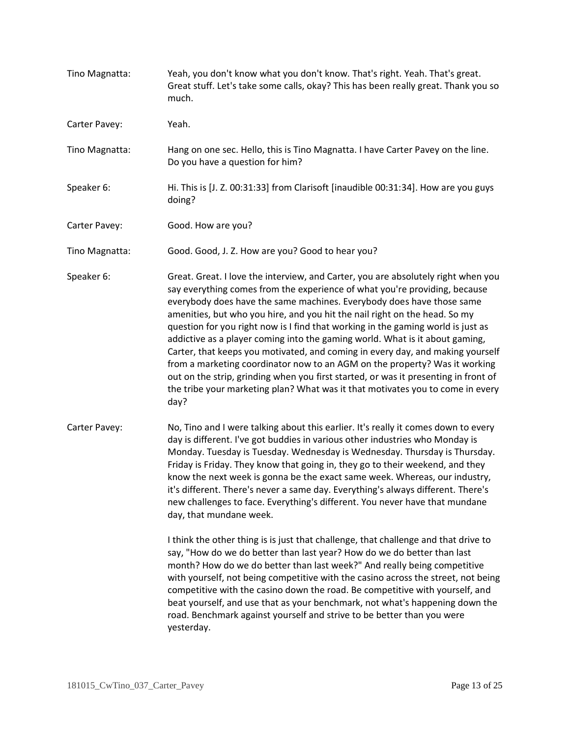**Tino Magnatta:** Yeah, you don't know what you don't know. That's right. Yeah. That's great. Great stuff. Let's take some calls, okay? This has been really great. Thank you so much.

**Carter Pavey:** Yeah.

**Tino Magnatta:** Hang on one sec. Hello, this is Tino Magnatta. I have Carter Pavey on the line. Do you have a question for him?

**Speaker 6:** Hi. This is [J. Z. 00:31:33] from Clarisoft [inaudible 00:31:34]. How are you guys doing?

**Carter Pavey:** Good. How are you?

**Tino Magnatta:** Good. Good, J. Z. How are you? Good to hear you?

**Speaker 6:** Great. Great. I love the interview, and Carter, you are absolutely right when you say everything comes from the experience of what you're providing, because everybody does have the same machines. Everybody does have those same amenities, but who you hire, and you hit the nail right on the head. So my question for you right now is I find that working in the gaming world is just as addictive as a player coming into the gaming world. What is it about gaming, Carter, that keeps you motivated, and coming in every day, and making yourself from a marketing coordinator now to an AGM on the property? Was it working out on the strip, grinding when you first started, or was it presenting in front of the tribe your marketing plan? What was it that motivates you to come in every day?

**Carter Pavey:** No, Tino and I were talking about this earlier. It's really it comes down to every day is different. I've got buddies in various other industries who Monday is Monday. Tuesday is Tuesday. Wednesday is Wednesday. Thursday is Thursday. Friday is Friday. They know that going in, they go to their weekend, and they know the next week is gonna be the exact same week. Whereas, our industry, it's different. There's never a same day. Everything's always different. There's new challenges to face. Everything's different. You never have that mundane day, that mundane week.

I think the other thing is is just that challenge, that challenge and that drive to say, "How do we do better than last year? How do we do better than last month? How do we do better than last week?" And really being competitive with yourself, not being competitive with the casino across the street, not being competitive with the casino down the road. Be competitive with yourself, and beat yourself, and use that as your benchmark, not what's happening down the road. Benchmark against yourself and strive to be better than you were yesterday.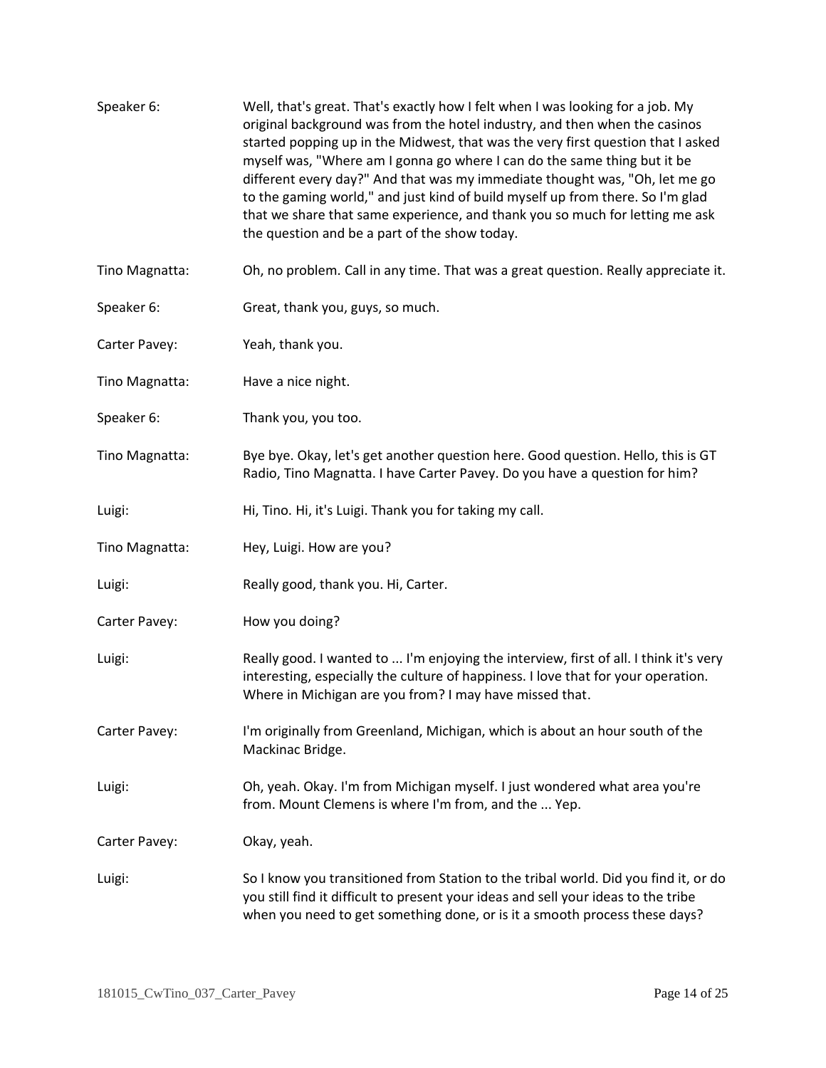Speaker 6: Well, that's great. That's exactly how I felt when I was looking for a job. My original background was from the hotel industry, and then when the casinos started popping up in the Midwest, that was the very first question that I asked myself was, "Where am I gonna go where I can do the same thing but it be different every day?" And that was my immediate thought was, "Oh, let me go to the gaming world," and just kind of build myself up from there. So I'm glad that we share that same experience, and thank you so much for letting me ask the question and be a part of the show today.

Tino Magnatta: Oh, no problem. Call in any time. That was a great question. Really appreciate it.

Speaker 6: Great, thank you, guys, so much.

Carter Pavey: Yeah, thank you.

Tino Magnatta: Have a nice night.

Speaker 6: Thank you, you too.

Tino Magnatta: Bye bye. Okay, let's get another question here. Good question. Hello, this is GT Radio, Tino Magnatta. I have Carter Pavey. Do you have a question for him?

Luigi: Hi, Tino. Hi, it's Luigi. Thank you for taking my call.

Tino Magnatta: Hey, Luigi. How are you?

Luigi: Really good, thank you. Hi, Carter.

Carter Pavey: How you doing?

Luigi: Really good. I wanted to ... I'm enjoying the interview, first of all. I think it's very interesting, especially the culture of happiness. I love that for your operation. Where in Michigan are you from? I may have missed that.

Carter Pavey: I'm originally from Greenland, Michigan, which is about an hour south of the Mackinac Bridge.

Luigi: Oh, yeah. Okay. I'm from Michigan myself. I just wondered what area you're from. Mount Clemens is where I'm from, and the ... Yep.

Carter Pavey: Okay, yeah.

Luigi: So I know you transitioned from Station to the tribal world. Did you find it, or do you still find it difficult to present your ideas and sell your ideas to the tribe when you need to get something done, or is it a smooth process these days?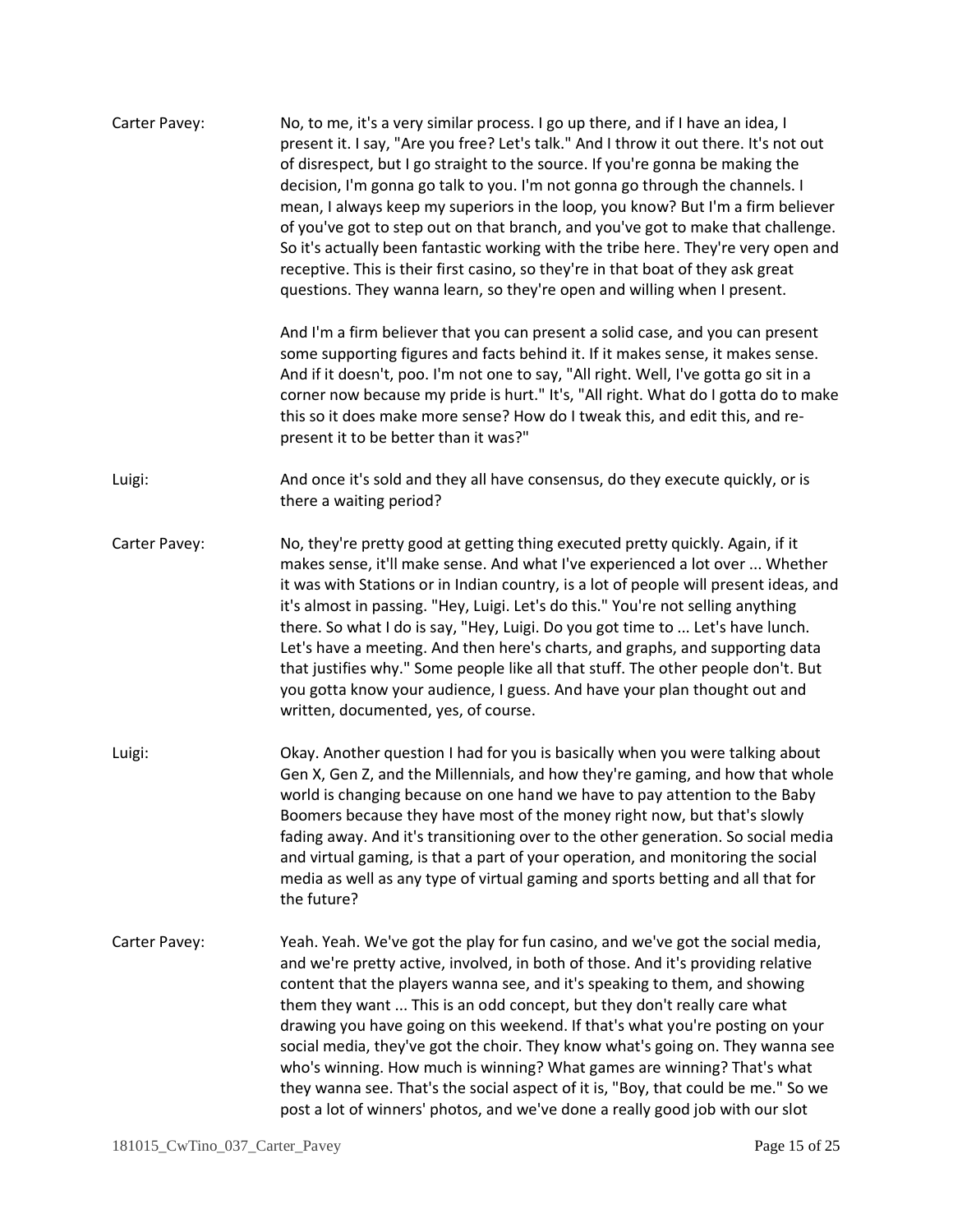Carter Pavey: No, to me, it's a very similar process. I go up there, and if I have an idea, I present it. I say, "Are you free? Let's talk." And I throw it out there. It's not out of disrespect, but I go straight to the source. If you're gonna be making the decision, I'm gonna go talk to you. I'm not gonna go through the channels. I mean, I always keep my superiors in the loop, you know? But I'm a firm believer of you've got to step out on that branch, and you've got to make that challenge. So it's actually been fantastic working with the tribe here. They're very open and receptive. This is their first casino, so they're in that boat of they ask great questions. They wanna learn, so they're open and willing when I present.

And I'm a firm believer that you can present a solid case, and you can present some supporting figures and facts behind it. If it makes sense, it makes sense. And if it doesn't, poo. I'm not one to say, "All right. Well, I've gotta go sit in a corner now because my pride is hurt." It's, "All right. What do I gotta do to make this so it does make more sense? How do I tweak this, and edit this, and re-present it to be better than it was?"

Luigi: And once it's sold and they all have consensus, do they execute quickly, or is there a waiting period?

Carter Pavey: No, they're pretty good at getting thing executed pretty quickly. Again, if it makes sense, it'll make sense. And what I've experienced a lot over ... Whether it was with Stations or in Indian country, is a lot of people will present ideas, and it's almost in passing. "Hey, Luigi. Let's do this." You're not selling anything there. So what I do is say, "Hey, Luigi. Do you got time to ... Let's have lunch. Let's have a meeting. And then here's charts, and graphs, and supporting data that justifies why." Some people like all that stuff. The other people don't. But you gotta know your audience, I guess. And have your plan thought out and written, documented, yes, of course.

Luigi: Okay. Another question I had for you is basically when you were talking about Gen X, Gen Z, and the Millennials, and how they're gaming, and how that whole world is changing because on one hand we have to pay attention to the Baby Boomers because they have most of the money right now, but that's slowly fading away. And it's transitioning over to the other generation. So social media and virtual gaming, is that a part of your operation, and monitoring the social media as well as any type of virtual gaming and sports betting and all that for the future?

Carter Pavey: Yeah. Yeah. We've got the play for fun casino, and we've got the social media, and we're pretty active, involved, in both of those. And it's providing relative content that the players wanna see, and it's speaking to them, and showing them they want ... This is an odd concept, but they don't really care what drawing you have going on this weekend. If that's what you're posting on your social media, they've got the choir. They know what's going on. They wanna see who's winning. How much is winning? What games are winning? That's what they wanna see. That's the social aspect of it is, "Boy, that could be me." So we post a lot of winners' photos, and we've done a really good job with our slot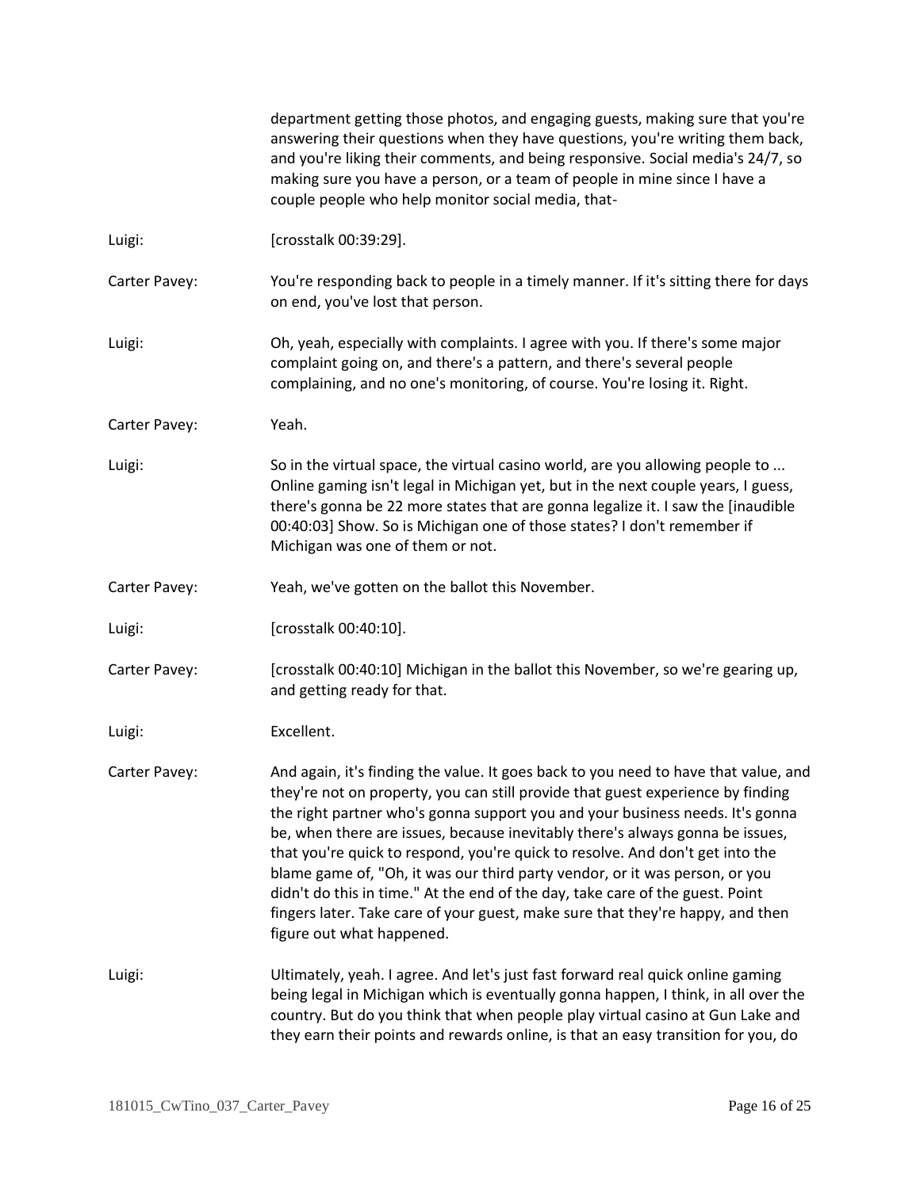department getting those photos, and engaging guests, making sure that you're answering their questions when they have questions, you're writing them back, and you're liking their comments, and being responsive. Social media's 24/7, so making sure you have a person, or a team of people in mine since I have a couple people who help monitor social media, that-

Luigi: [crosstalk 00:39:29].

Carter Pavey: You're responding back to people in a timely manner. If it's sitting there for days on end, you've lost that person.

Luigi: Oh, yeah, especially with complaints. I agree with you. If there's some major complaint going on, and there's a pattern, and there's several people complaining, and no one's monitoring, of course. You're losing it. Right.

Carter Pavey: Yeah.

Luigi: So in the virtual space, the virtual casino world, are you allowing people to ... Online gaming isn't legal in Michigan yet, but in the next couple years, I guess, there's gonna be 22 more states that are gonna legalize it. I saw the [inaudible 00:40:03] Show. So is Michigan one of those states? I don't remember if Michigan was one of them or not.

Carter Pavey: Yeah, we've gotten on the ballot this November.

Luigi: [crosstalk 00:40:10].

Carter Pavey: [crosstalk 00:40:10] Michigan in the ballot this November, so we're gearing up, and getting ready for that.

Luigi: Excellent.

Carter Pavey: And again, it's finding the value. It goes back to you need to have that value, and they're not on property, you can still provide that guest experience by finding the right partner who's gonna support you and your business needs. It's gonna be, when there are issues, because inevitably there's always gonna be issues, that you're quick to respond, you're quick to resolve. And don't get into the blame game of, "Oh, it was our third party vendor, or it was person, or you didn't do this in time." At the end of the day, take care of the guest. Point fingers later. Take care of your guest, make sure that they're happy, and then figure out what happened.

Luigi: Ultimately, yeah. I agree. And let's just fast forward real quick online gaming being legal in Michigan which is eventually gonna happen, I think, in all over the country. But do you think that when people play virtual casino at Gun Lake and they earn their points and rewards online, is that an easy transition for you, do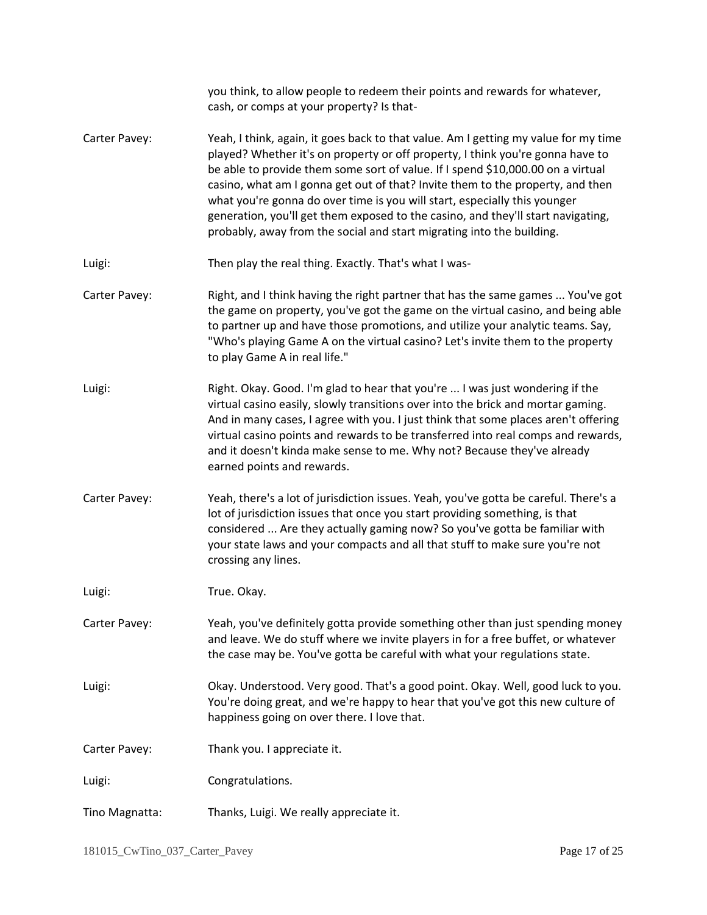you think, to allow people to redeem their points and rewards for whatever, cash, or comps at your property? Is that-

Carter Pavey: Yeah, I think, again, it goes back to that value. Am I getting my value for my time played? Whether it's on property or off property, I think you're gonna have to be able to provide them some sort of value. If I spend $10,000.00 on a virtual casino, what am I gonna get out of that? Invite them to the property, and then what you're gonna do over time is you will start, especially this younger generation, you'll get them exposed to the casino, and they'll start navigating, probably, away from the social and start migrating into the building.

Luigi: Then play the real thing. Exactly. That's what I was-

Carter Pavey: Right, and I think having the right partner that has the same games ... You've got the game on property, you've got the game on the virtual casino, and being able to partner up and have those promotions, and utilize your analytic teams. Say, "Who's playing Game A on the virtual casino? Let's invite them to the property to play Game A in real life."

Luigi: Right. Okay. Good. I'm glad to hear that you're ... I was just wondering if the virtual casino easily, slowly transitions over into the brick and mortar gaming. And in many cases, I agree with you. I just think that some places aren't offering virtual casino points and rewards to be transferred into real comps and rewards, and it doesn't kinda make sense to me. Why not? Because they've already earned points and rewards.

Carter Pavey: Yeah, there's a lot of jurisdiction issues. Yeah, you've gotta be careful. There's a lot of jurisdiction issues that once you start providing something, is that considered ... Are they actually gaming now? So you've gotta be familiar with your state laws and your compacts and all that stuff to make sure you're not crossing any lines.

Luigi: True. Okay.

Carter Pavey: Yeah, you've definitely gotta provide something other than just spending money and leave. We do stuff where we invite players in for a free buffet, or whatever the case may be. You've gotta be careful with what your regulations state.

Luigi: Okay. Understood. Very good. That's a good point. Okay. Well, good luck to you. You're doing great, and we're happy to hear that you've got this new culture of happiness going on over there. I love that.

Carter Pavey: Thank you. I appreciate it.

Luigi: Congratulations.

Tino Magnatta: Thanks, Luigi. We really appreciate it.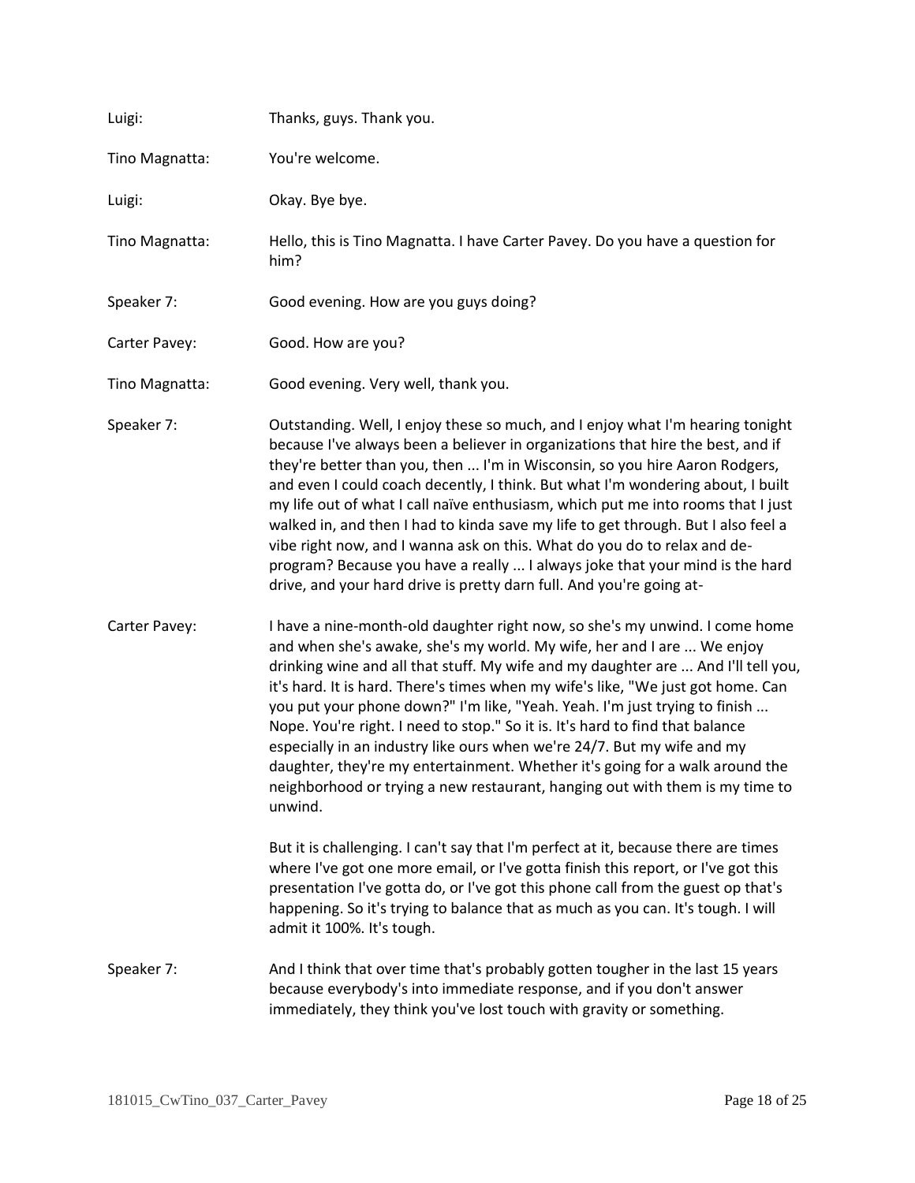**Luigi:** Thanks, guys. Thank you.

**Tino Magnatta:** You're welcome.

**Luigi:** Okay. Bye bye.

**Tino Magnatta:** Hello, this is Tino Magnatta. I have Carter Pavey. Do you have a question for him?

**Speaker 7:** Good evening. How are you guys doing?

**Carter Pavey:** Good. How are you?

**Tino Magnatta:** Good evening. Very well, thank you.

**Speaker 7:** Outstanding. Well, I enjoy these so much, and I enjoy what I'm hearing tonight because I've always been a believer in organizations that hire the best, and if they're better than you, then ... I'm in Wisconsin, so you hire Aaron Rodgers, and even I could coach decently, I think. But what I'm wondering about, I built my life out of what I call naïve enthusiasm, which put me into rooms that I just walked in, and then I had to kinda save my life to get through. But I also feel a vibe right now, and I wanna ask on this. What do you do to relax and de-program? Because you have a really ... I always joke that your mind is the hard drive, and your hard drive is pretty darn full. And you're going at-

**Carter Pavey:** I have a nine-month-old daughter right now, so she's my unwind. I come home and when she's awake, she's my world. My wife, her and I are ... We enjoy drinking wine and all that stuff. My wife and my daughter are ... And I'll tell you, it's hard. It is hard. There's times when my wife's like, "We just got home. Can you put your phone down?" I'm like, "Yeah. Yeah. I'm just trying to finish ... Nope. You're right. I need to stop." So it is. It's hard to find that balance especially in an industry like ours when we're 24/7. But my wife and my daughter, they're my entertainment. Whether it's going for a walk around the neighborhood or trying a new restaurant, hanging out with them is my time to unwind.

But it is challenging. I can't say that I'm perfect at it, because there are times where I've got one more email, or I've gotta finish this report, or I've got this presentation I've gotta do, or I've got this phone call from the guest op that's happening. So it's trying to balance that as much as you can. It's tough. I will admit it 100%. It's tough.

**Speaker 7:** And I think that over time that's probably gotten tougher in the last 15 years because everybody's into immediate response, and if you don't answer immediately, they think you've lost touch with gravity or something.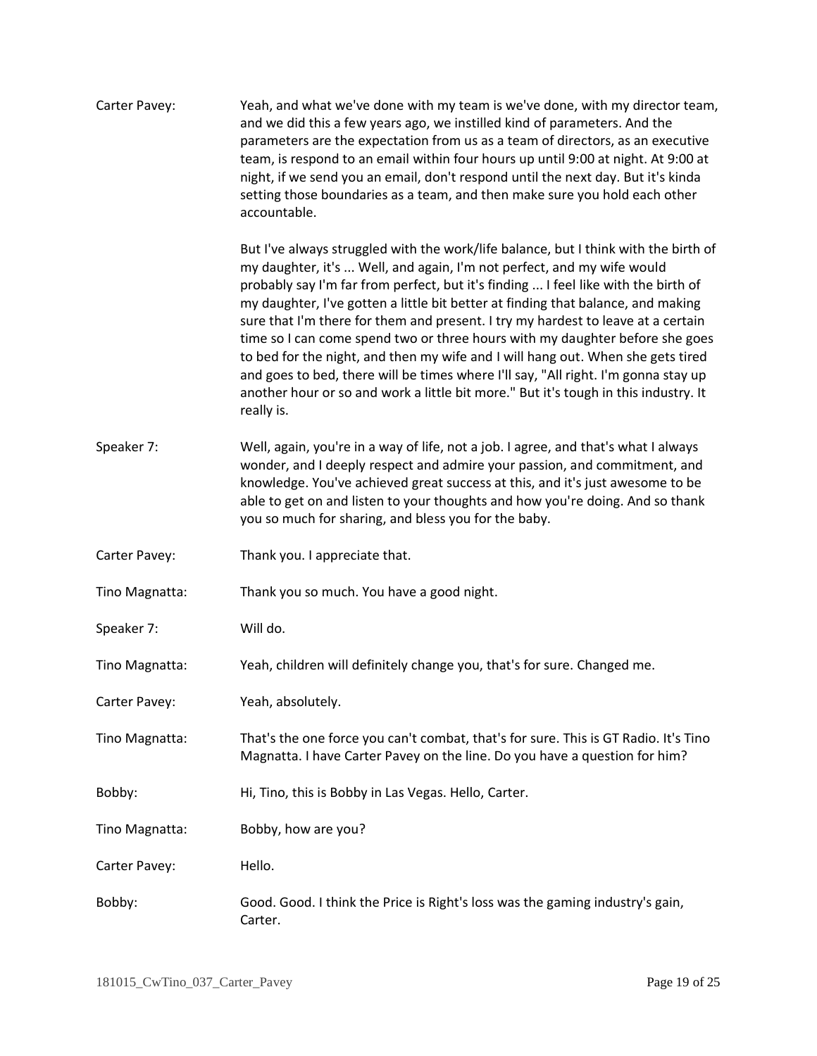Carter Pavey: Yeah, and what we've done with my team is we've done, with my director team, and we did this a few years ago, we instilled kind of parameters. And the parameters are the expectation from us as a team of directors, as an executive team, is respond to an email within four hours up until 9:00 at night. At 9:00 at night, if we send you an email, don't respond until the next day. But it's kinda setting those boundaries as a team, and then make sure you hold each other accountable.

But I've always struggled with the work/life balance, but I think with the birth of my daughter, it's ... Well, and again, I'm not perfect, and my wife would probably say I'm far from perfect, but it's finding ... I feel like with the birth of my daughter, I've gotten a little bit better at finding that balance, and making sure that I'm there for them and present. I try my hardest to leave at a certain time so I can come spend two or three hours with my daughter before she goes to bed for the night, and then my wife and I will hang out. When she gets tired and goes to bed, there will be times where I'll say, "All right. I'm gonna stay up another hour or so and work a little bit more." But it's tough in this industry. It really is.

Speaker 7: Well, again, you're in a way of life, not a job. I agree, and that's what I always wonder, and I deeply respect and admire your passion, and commitment, and knowledge. You've achieved great success at this, and it's just awesome to be able to get on and listen to your thoughts and how you're doing. And so thank you so much for sharing, and bless you for the baby.

Carter Pavey: Thank you. I appreciate that.

Tino Magnatta: Thank you so much. You have a good night.

Speaker 7: Will do.

Tino Magnatta: Yeah, children will definitely change you, that's for sure. Changed me.

Carter Pavey: Yeah, absolutely.

Tino Magnatta: That's the one force you can't combat, that's for sure. This is GT Radio. It's Tino Magnatta. I have Carter Pavey on the line. Do you have a question for him?

Bobby: Hi, Tino, this is Bobby in Las Vegas. Hello, Carter.

Tino Magnatta: Bobby, how are you?

Carter Pavey: Hello.

Bobby: Good. Good. I think the Price is Right's loss was the gaming industry's gain, Carter.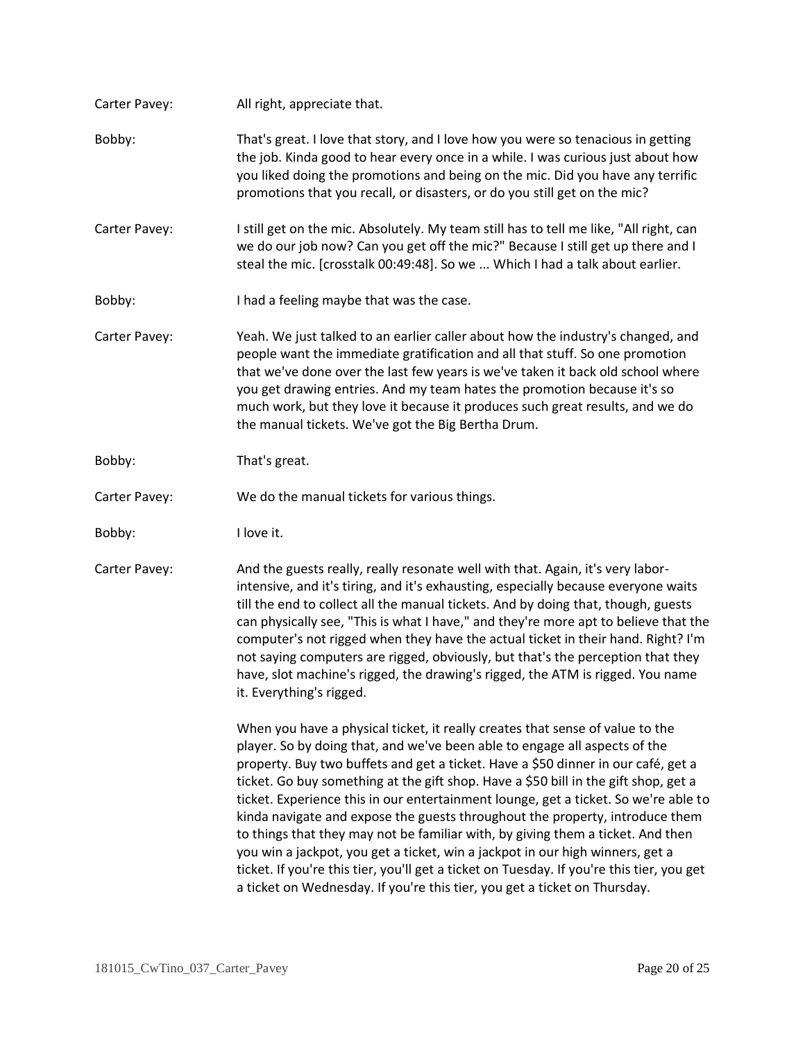Carter Pavey: All right, appreciate that.

Bobby: That's great. I love that story, and I love how you were so tenacious in getting the job. Kinda good to hear every once in a while. I was curious just about how you liked doing the promotions and being on the mic. Did you have any terrific promotions that you recall, or disasters, or do you still get on the mic?

Carter Pavey: I still get on the mic. Absolutely. My team still has to tell me like, "All right, can we do our job now? Can you get off the mic?" Because I still get up there and I steal the mic. [crosstalk 00:49:48]. So we ... Which I had a talk about earlier.

Bobby: I had a feeling maybe that was the case.

Carter Pavey: Yeah. We just talked to an earlier caller about how the industry's changed, and people want the immediate gratification and all that stuff. So one promotion that we've done over the last few years is we've taken it back old school where you get drawing entries. And my team hates the promotion because it's so much work, but they love it because it produces such great results, and we do the manual tickets. We've got the Big Bertha Drum.

Bobby: That's great.

Carter Pavey: We do the manual tickets for various things.

Bobby: I love it.

Carter Pavey: And the guests really, really resonate well with that. Again, it's very labor-intensive, and it's tiring, and it's exhausting, especially because everyone waits till the end to collect all the manual tickets. And by doing that, though, guests can physically see, "This is what I have," and they're more apt to believe that the computer's not rigged when they have the actual ticket in their hand. Right? I'm not saying computers are rigged, obviously, but that's the perception that they have, slot machine's rigged, the drawing's rigged, the ATM is rigged. You name it. Everything's rigged.

When you have a physical ticket, it really creates that sense of value to the player. So by doing that, and we've been able to engage all aspects of the property. Buy two buffets and get a ticket. Have a $50 dinner in our café, get a ticket. Go buy something at the gift shop. Have a $50 bill in the gift shop, get a ticket. Experience this in our entertainment lounge, get a ticket. So we're able to kinda navigate and expose the guests throughout the property, introduce them to things that they may not be familiar with, by giving them a ticket. And then you win a jackpot, you get a ticket, win a jackpot in our high winners, get a ticket. If you're this tier, you'll get a ticket on Tuesday. If you're this tier, you get a ticket on Wednesday. If you're this tier, you get a ticket on Thursday.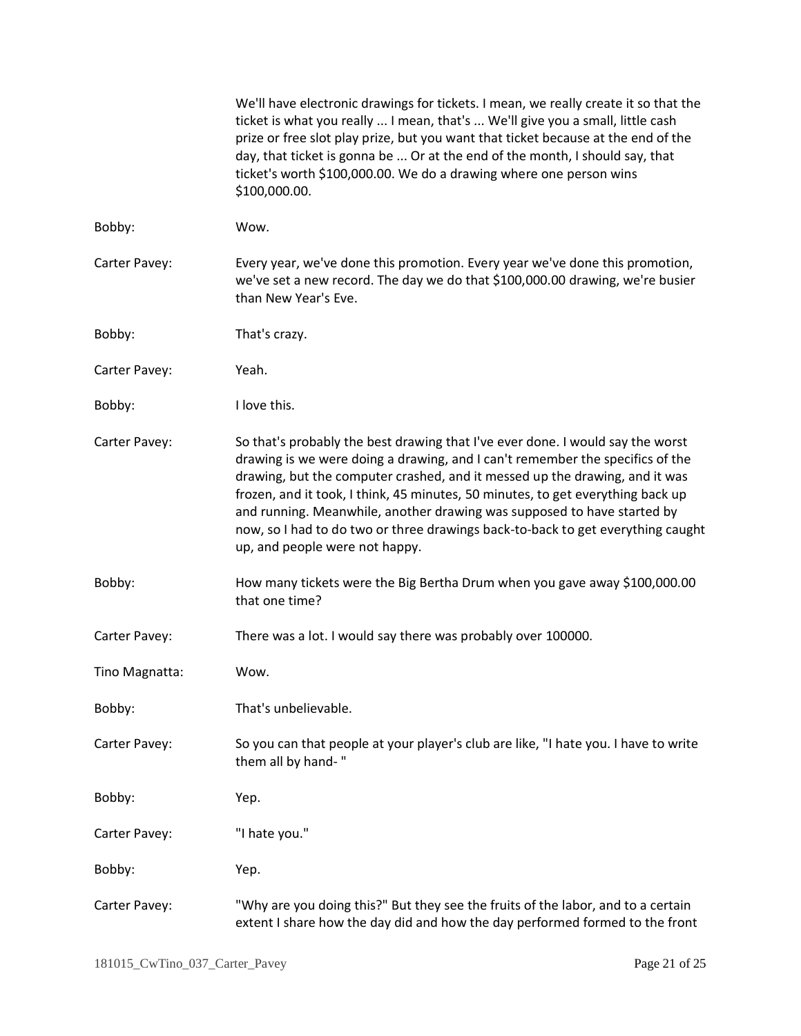We'll have electronic drawings for tickets. I mean, we really create it so that the ticket is what you really ... I mean, that's ... We'll give you a small, little cash prize or free slot play prize, but you want that ticket because at the end of the day, that ticket is gonna be ... Or at the end of the month, I should say, that ticket's worth $100,000.00. We do a drawing where one person wins $100,000.00.

Bobby: Wow.

Carter Pavey: Every year, we've done this promotion. Every year we've done this promotion, we've set a new record. The day we do that $100,000.00 drawing, we're busier than New Year's Eve.

Bobby: That's crazy.

Carter Pavey: Yeah.

Bobby: I love this.

Carter Pavey: So that's probably the best drawing that I've ever done. I would say the worst drawing is we were doing a drawing, and I can't remember the specifics of the drawing, but the computer crashed, and it messed up the drawing, and it was frozen, and it took, I think, 45 minutes, 50 minutes, to get everything back up and running. Meanwhile, another drawing was supposed to have started by now, so I had to do two or three drawings back-to-back to get everything caught up, and people were not happy.

Bobby: How many tickets were the Big Bertha Drum when you gave away $100,000.00 that one time?

Carter Pavey: There was a lot. I would say there was probably over 100000.

Tino Magnatta: Wow.

Bobby: That's unbelievable.

Carter Pavey: So you can that people at your player's club are like, "I hate you. I have to write them all by hand- "

Bobby: Yep.

Carter Pavey: "I hate you."

Bobby: Yep.

Carter Pavey: "Why are you doing this?" But they see the fruits of the labor, and to a certain extent I share how the day did and how the day performed formed to the front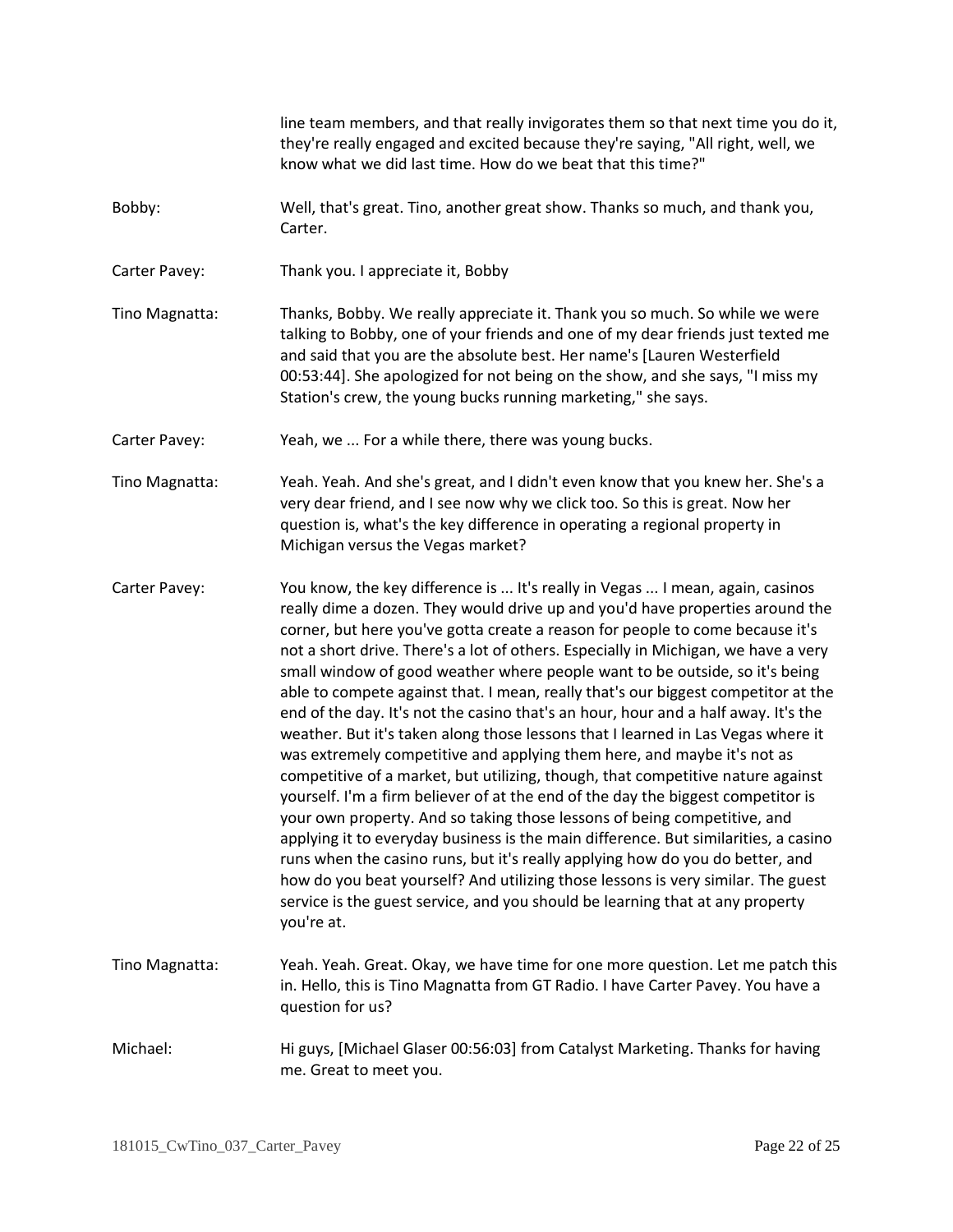line team members, and that really invigorates them so that next time you do it, they're really engaged and excited because they're saying, "All right, well, we know what we did last time. How do we beat that this time?"

Bobby: Well, that's great. Tino, another great show. Thanks so much, and thank you, Carter.

Carter Pavey: Thank you. I appreciate it, Bobby

Tino Magnatta: Thanks, Bobby. We really appreciate it. Thank you so much. So while we were talking to Bobby, one of your friends and one of my dear friends just texted me and said that you are the absolute best. Her name's [Lauren Westerfield 00:53:44]. She apologized for not being on the show, and she says, "I miss my Station's crew, the young bucks running marketing," she says.

Carter Pavey: Yeah, we ... For a while there, there was young bucks.

Tino Magnatta: Yeah. Yeah. And she's great, and I didn't even know that you knew her. She's a very dear friend, and I see now why we click too. So this is great. Now her question is, what's the key difference in operating a regional property in Michigan versus the Vegas market?

Carter Pavey: You know, the key difference is ... It's really in Vegas ... I mean, again, casinos really dime a dozen. They would drive up and you'd have properties around the corner, but here you've gotta create a reason for people to come because it's not a short drive. There's a lot of others. Especially in Michigan, we have a very small window of good weather where people want to be outside, so it's being able to compete against that. I mean, really that's our biggest competitor at the end of the day. It's not the casino that's an hour, hour and a half away. It's the weather. But it's taken along those lessons that I learned in Las Vegas where it was extremely competitive and applying them here, and maybe it's not as competitive of a market, but utilizing, though, that competitive nature against yourself. I'm a firm believer of at the end of the day the biggest competitor is your own property. And so taking those lessons of being competitive, and applying it to everyday business is the main difference. But similarities, a casino runs when the casino runs, but it's really applying how do you do better, and how do you beat yourself? And utilizing those lessons is very similar. The guest service is the guest service, and you should be learning that at any property you're at.

Tino Magnatta: Yeah. Yeah. Great. Okay, we have time for one more question. Let me patch this in. Hello, this is Tino Magnatta from GT Radio. I have Carter Pavey. You have a question for us?

Michael: Hi guys, [Michael Glaser 00:56:03] from Catalyst Marketing. Thanks for having me. Great to meet you.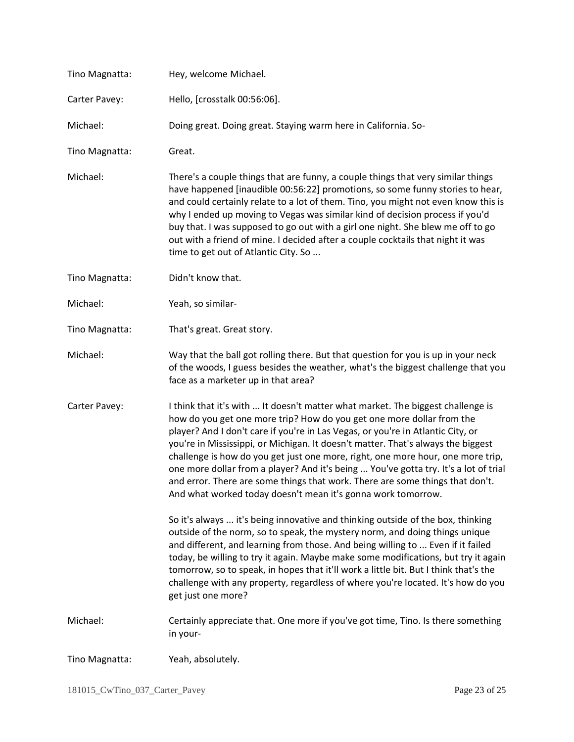Tino Magnatta: Hey, welcome Michael.

Carter Pavey: Hello, [crosstalk 00:56:06].

Michael: Doing great. Doing great. Staying warm here in California. So-

Tino Magnatta: Great.

Michael: There's a couple things that are funny, a couple things that very similar things have happened [inaudible 00:56:22] promotions, so some funny stories to hear, and could certainly relate to a lot of them. Tino, you might not even know this is why I ended up moving to Vegas was similar kind of decision process if you'd buy that. I was supposed to go out with a girl one night. She blew me off to go out with a friend of mine. I decided after a couple cocktails that night it was time to get out of Atlantic City. So ...

Tino Magnatta: Didn't know that.

Michael: Yeah, so similar-

Tino Magnatta: That's great. Great story.

Michael: Way that the ball got rolling there. But that question for you is up in your neck of the woods, I guess besides the weather, what's the biggest challenge that you face as a marketer up in that area?

Carter Pavey: I think that it's with ... It doesn't matter what market. The biggest challenge is how do you get one more trip? How do you get one more dollar from the player? And I don't care if you're in Las Vegas, or you're in Atlantic City, or you're in Mississippi, or Michigan. It doesn't matter. That's always the biggest challenge is how do you get just one more, right, one more hour, one more trip, one more dollar from a player? And it's being ... You've gotta try. It's a lot of trial and error. There are some things that work. There are some things that don't. And what worked today doesn't mean it's gonna work tomorrow.

So it's always ... it's being innovative and thinking outside of the box, thinking outside of the norm, so to speak, the mystery norm, and doing things unique and different, and learning from those. And being willing to ... Even if it failed today, be willing to try it again. Maybe make some modifications, but try it again tomorrow, so to speak, in hopes that it'll work a little bit. But I think that's the challenge with any property, regardless of where you're located. It's how do you get just one more?

Michael: Certainly appreciate that. One more if you've got time, Tino. Is there something in your-

Tino Magnatta: Yeah, absolutely.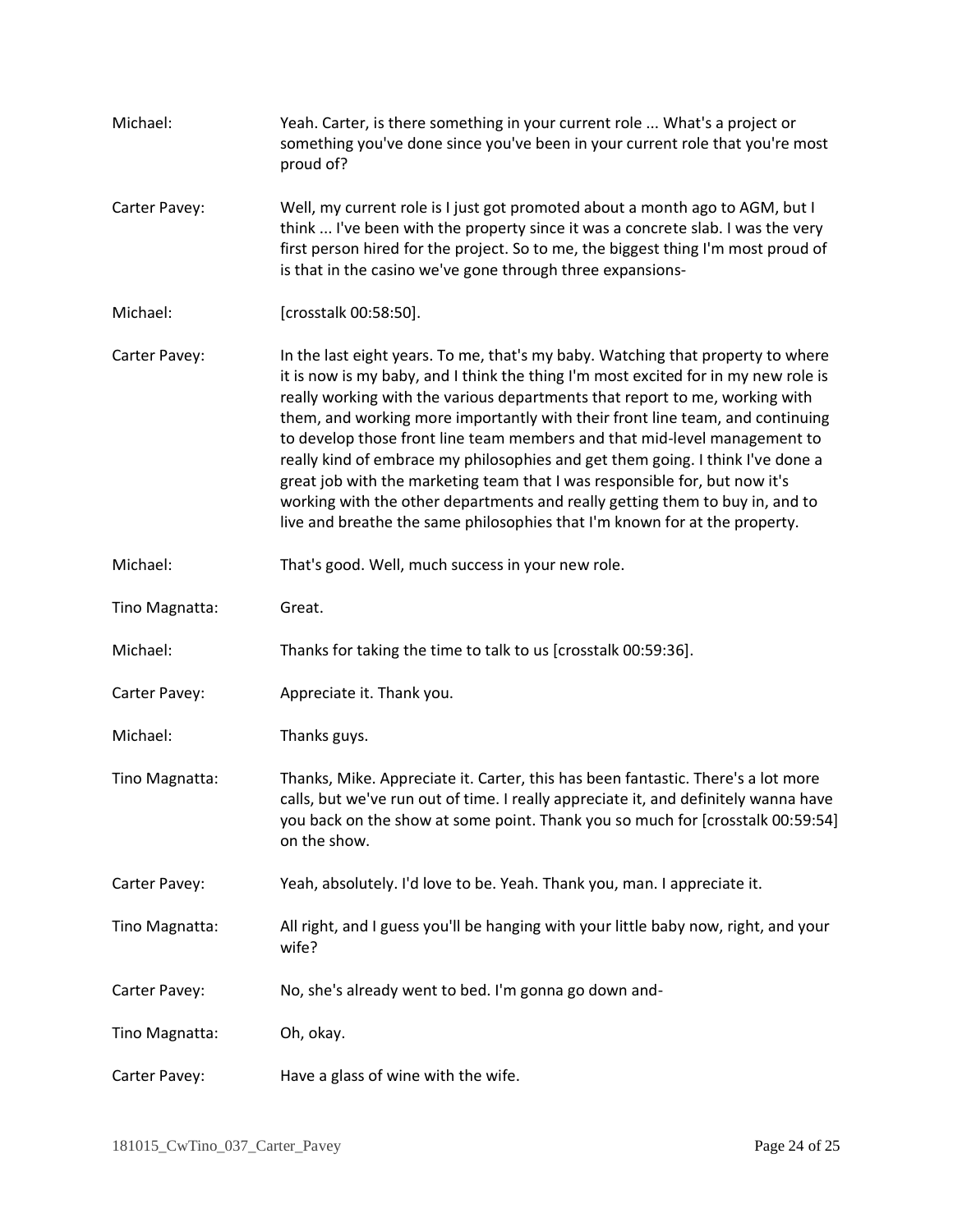Michael: Yeah. Carter, is there something in your current role ... What's a project or something you've done since you've been in your current role that you're most proud of?

Carter Pavey: Well, my current role is I just got promoted about a month ago to AGM, but I think ... I've been with the property since it was a concrete slab. I was the very first person hired for the project. So to me, the biggest thing I'm most proud of is that in the casino we've gone through three expansions-

Michael: [crosstalk 00:58:50].

Carter Pavey: In the last eight years. To me, that's my baby. Watching that property to where it is now is my baby, and I think the thing I'm most excited for in my new role is really working with the various departments that report to me, working with them, and working more importantly with their front line team, and continuing to develop those front line team members and that mid-level management to really kind of embrace my philosophies and get them going. I think I've done a great job with the marketing team that I was responsible for, but now it's working with the other departments and really getting them to buy in, and to live and breathe the same philosophies that I'm known for at the property.

Michael: That's good. Well, much success in your new role.

Tino Magnatta: Great.

Michael: Thanks for taking the time to talk to us [crosstalk 00:59:36].

Carter Pavey: Appreciate it. Thank you.

Michael: Thanks guys.

Tino Magnatta: Thanks, Mike. Appreciate it. Carter, this has been fantastic. There's a lot more calls, but we've run out of time. I really appreciate it, and definitely wanna have you back on the show at some point. Thank you so much for [crosstalk 00:59:54] on the show.

Carter Pavey: Yeah, absolutely. I'd love to be. Yeah. Thank you, man. I appreciate it.

Tino Magnatta: All right, and I guess you'll be hanging with your little baby now, right, and your wife?

Carter Pavey: No, she's already went to bed. I'm gonna go down and-

Tino Magnatta: Oh, okay.

Carter Pavey: Have a glass of wine with the wife.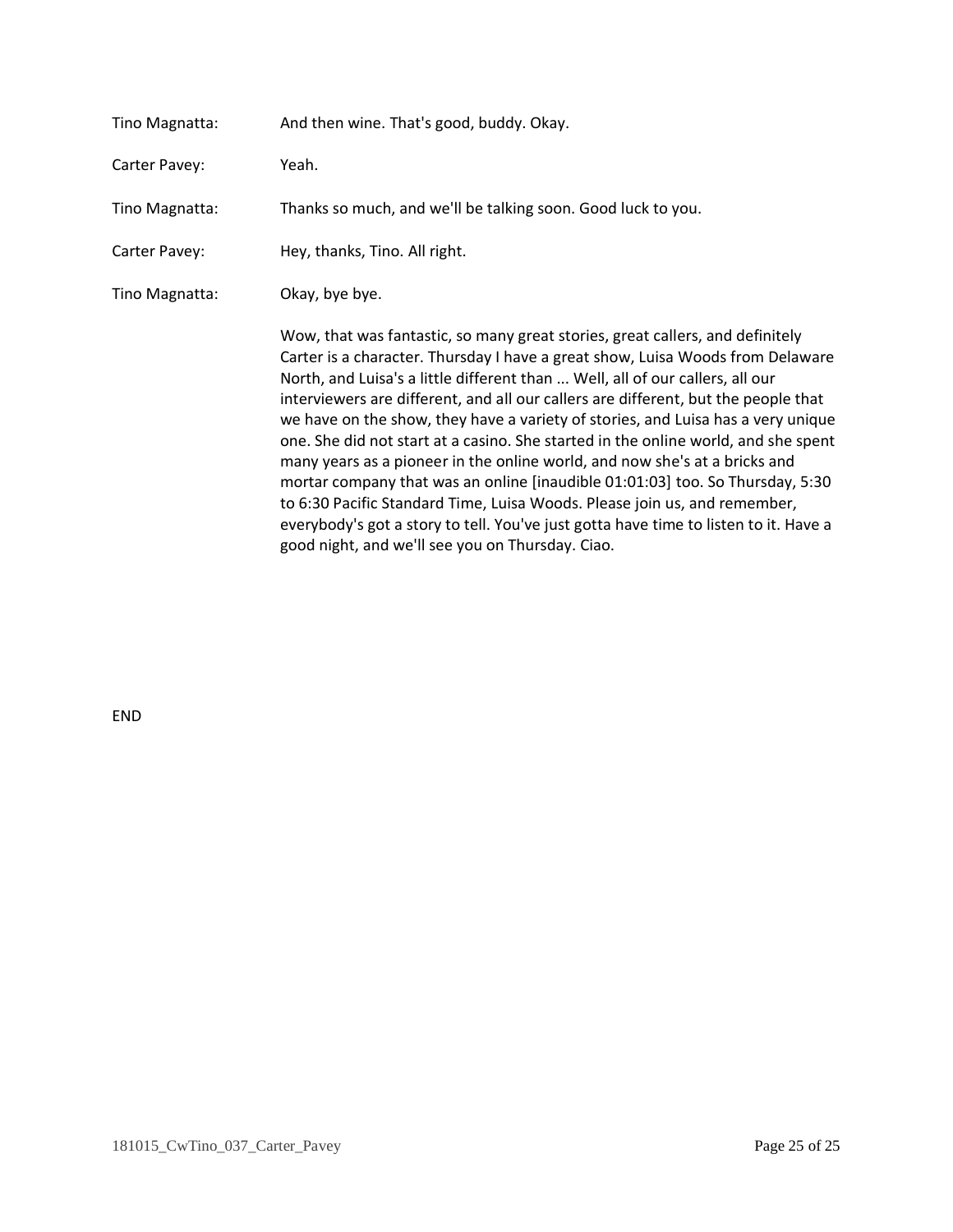Tino Magnatta: And then wine. That's good, buddy. Okay.

Carter Pavey: Yeah.

Tino Magnatta: Thanks so much, and we'll be talking soon. Good luck to you.

Carter Pavey: Hey, thanks, Tino. All right.

Tino Magnatta: Okay, bye bye.

Wow, that was fantastic, so many great stories, great callers, and definitely Carter is a character. Thursday I have a great show, Luisa Woods from Delaware North, and Luisa's a little different than ... Well, all of our callers, all our interviewers are different, and all our callers are different, but the people that we have on the show, they have a variety of stories, and Luisa has a very unique one. She did not start at a casino. She started in the online world, and she spent many years as a pioneer in the online world, and now she's at a bricks and mortar company that was an online [inaudible 01:01:03] too. So Thursday, 5:30 to 6:30 Pacific Standard Time, Luisa Woods. Please join us, and remember, everybody's got a story to tell. You've just gotta have time to listen to it. Have a good night, and we'll see you on Thursday. Ciao.

END